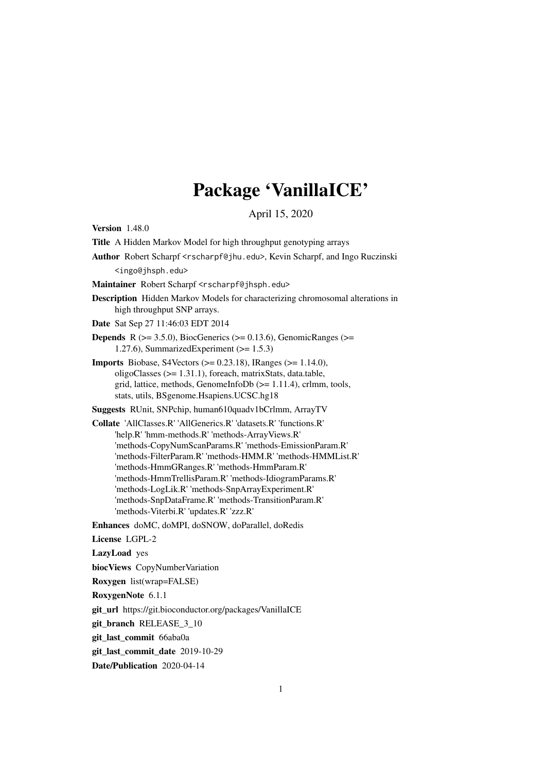# Package 'VanillaICE'

April 15, 2020

**Version** 1.48.0

**Title** A Hidden Markov Model for high throughput genotyping arrays

**Author** Robert Scharpf <rscharpf@jhu.edu>, Kevin Scharpf, and Ingo Ruczinski <ingo@jhsph.edu>

**Maintainer** Robert Scharpf <rscharpf@jhsph.edu>

**Description** Hidden Markov Models for characterizing chromosomal alterations in high throughput SNP arrays.

**Date** Sat Sep 27 11:46:03 EDT 2014

**Depends** R (>= 3.5.0), BiocGenerics (>= 0.13.6), GenomicRanges (>= 1.27.6), SummarizedExperiment (>= 1.5.3)

**Imports** Biobase, S4Vectors (>= 0.23.18), IRanges (>= 1.14.0), oligoClasses (>= 1.31.1), foreach, matrixStats, data.table, grid, lattice, methods, GenomeInfoDb (>= 1.11.4), crlmm, tools, stats, utils, BSgenome.Hsapiens.UCSC.hg18

**Suggests** RUnit, SNPchip, human610quadv1bCrlmm, ArrayTV

**Collate** 'AllClasses.R' 'AllGenerics.R' 'datasets.R' 'functions.R' 'help.R' 'hmm-methods.R' 'methods-ArrayViews.R' 'methods-CopyNumScanParams.R' 'methods-EmissionParam.R' 'methods-FilterParam.R' 'methods-HMM.R' 'methods-HMMList.R' 'methods-HmmGRanges.R' 'methods-HmmParam.R' 'methods-HmmTrellisParam.R' 'methods-IdiogramParams.R' 'methods-LogLik.R' 'methods-SnpArrayExperiment.R' 'methods-SnpDataFrame.R' 'methods-TransitionParam.R' 'methods-Viterbi.R' 'updates.R' 'zzz.R'

**Enhances** doMC, doMPI, doSNOW, doParallel, doRedis

**License** LGPL-2

**LazyLoad** yes

**biocViews** CopyNumberVariation

**Roxygen** list(wrap=FALSE)

**RoxygenNote** 6.1.1

**git_url** https://git.bioconductor.org/packages/VanillaICE

**git_branch** RELEASE_3_10

**git_last_commit** 66aba0a

**git_last_commit_date** 2019-10-29

**Date/Publication** 2020-04-14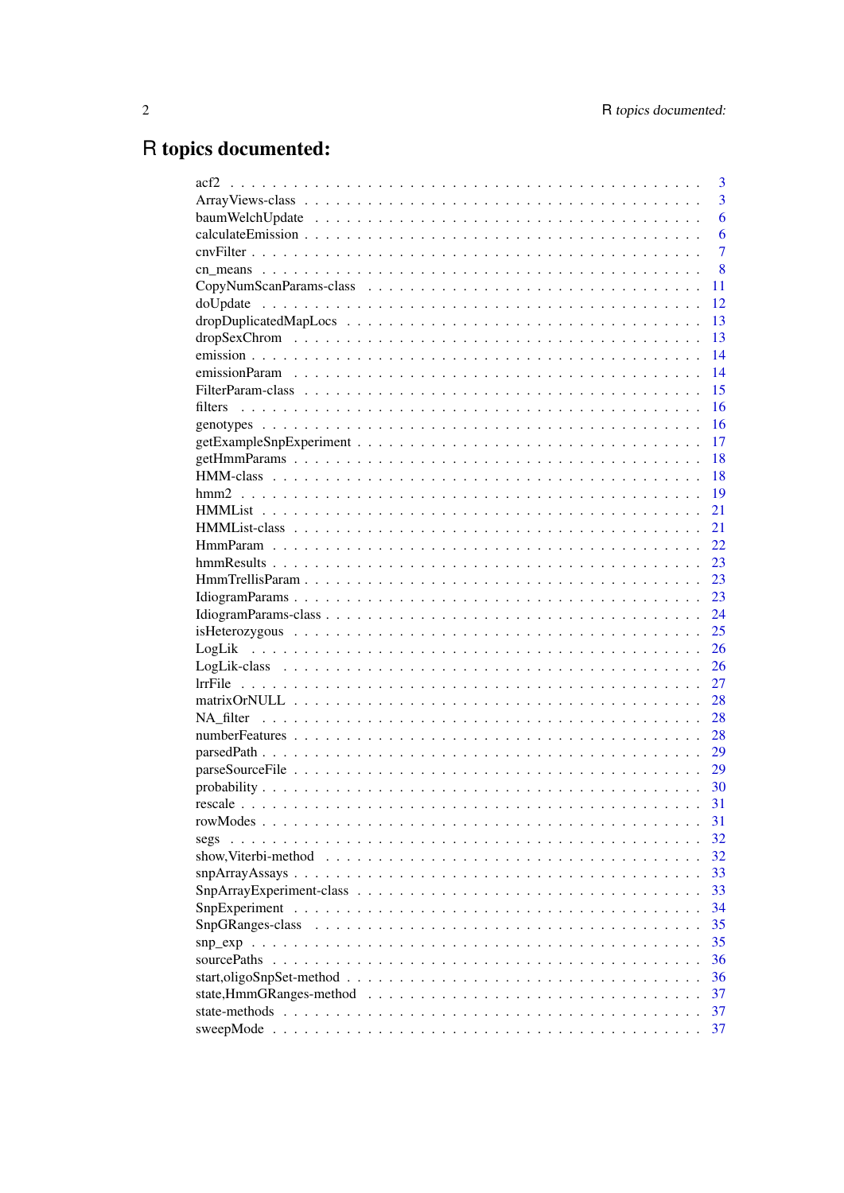# R topics documented:

- acf2 ... 3
- ArrayViews-class ... 3
- baumWelchUpdate ... 6
- calculateEmission ... 6
- cnvFilter ... 7
- cn_means ... 8
- CopyNumScanParams-class ... 11
- doUpdate ... 12
- dropDuplicatedMapLocs ... 13
- dropSexChrom ... 13
- emission ... 14
- emissionParam ... 14
- FilterParam-class ... 15
- filters ... 16
- genotypes ... 16
- getExampleSnpExperiment ... 17
- getHmmParams ... 18
- HMM-class ... 18
- hmm2 ... 19
- HMMList ... 21
- HMMList-class ... 21
- HmmParam ... 22
- hmmResults ... 23
- HmmTrellisParam ... 23
- IdiogramParams ... 23
- IdiogramParams-class ... 24
- isHeterozygous ... 25
- LogLik ... 26
- LogLik-class ... 26
- lrrFile ... 27
- matrixOrNULL ... 28
- NA_filter ... 28
- numberFeatures ... 28
- parsedPath ... 29
- parseSourceFile ... 29
- probability ... 30
- rescale ... 31
- rowModes ... 31
- segs ... 32
- show,Viterbi-method ... 32
- snpArrayAssays ... 33
- SnpArrayExperiment-class ... 33
- SnpExperiment ... 34
- SnpGRanges-class ... 35
- snp_exp ... 35
- sourcePaths ... 36
- start,oligoSnpSet-method ... 36
- state,HmmGRanges-method ... 37
- state-methods ... 37
- sweepMode ... 37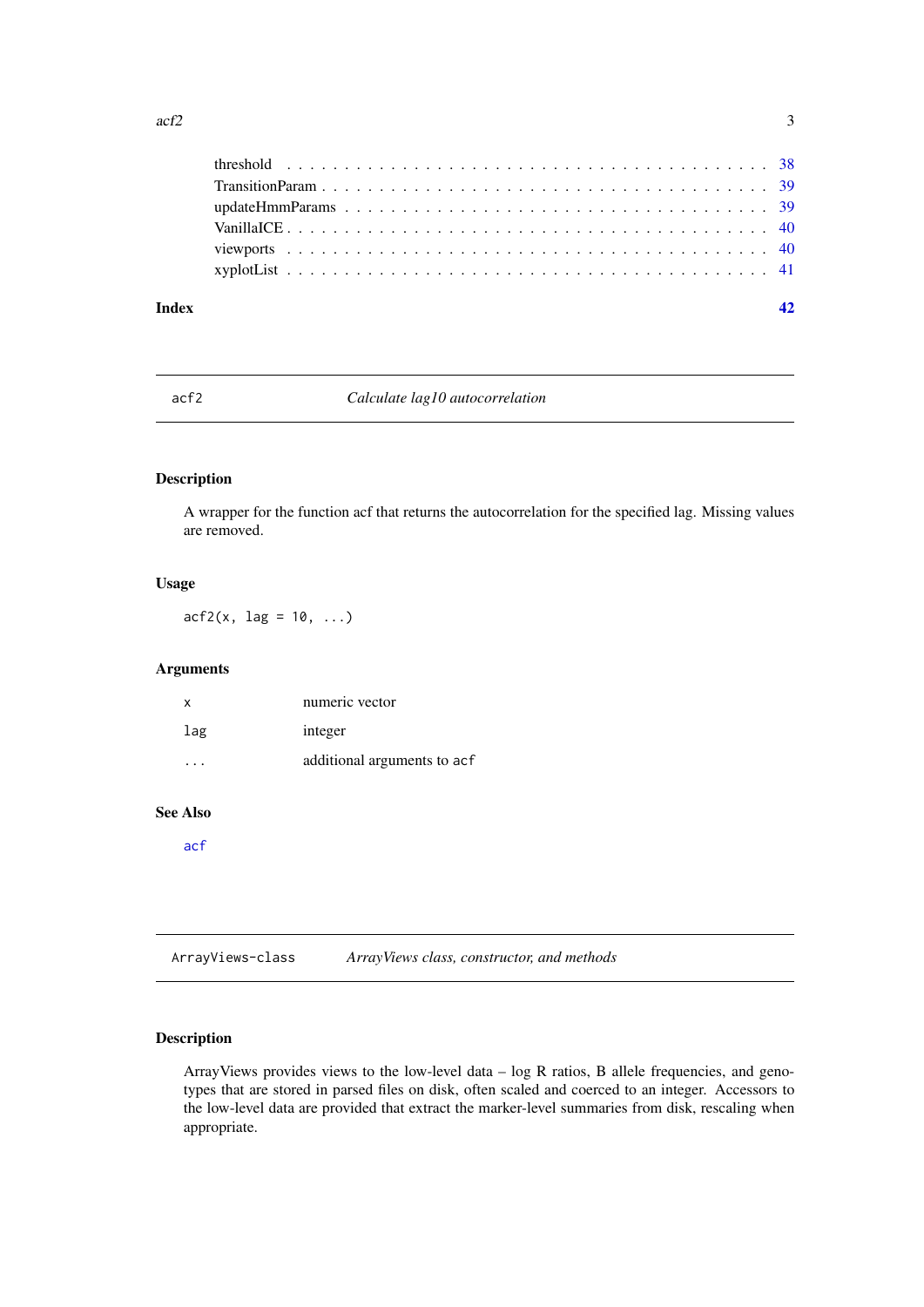threshold . . . . . . . . . . . . . . . . . . . . . . . . . . . . . . . . . . . . . . . . . . 38
TransitionParam . . . . . . . . . . . . . . . . . . . . . . . . . . . . . . . . . . . . . . . 39
updateHmmParams . . . . . . . . . . . . . . . . . . . . . . . . . . . . . . . . . . . . . . 39
VanillaICE . . . . . . . . . . . . . . . . . . . . . . . . . . . . . . . . . . . . . . . . . . 40
viewports . . . . . . . . . . . . . . . . . . . . . . . . . . . . . . . . . . . . . . . . . . 40
xyplotList . . . . . . . . . . . . . . . . . . . . . . . . . . . . . . . . . . . . . . . . . . 41

**Index** **42**

---

## `acf2` — *Calculate lag10 autocorrelation*

### Description

A wrapper for the function acf that returns the autocorrelation for the specified lag. Missing values are removed.

### Usage

```
acf2(x, lag = 10, ...)
```

### Arguments

| | |
|---|---|
| `x` | numeric vector |
| `lag` | integer |
| `...` | additional arguments to `acf` |

### See Also

`acf`

---

## `ArrayViews-class` — *ArrayViews class, constructor, and methods*

### Description

ArrayViews provides views to the low-level data – log R ratios, B allele frequencies, and genotypes that are stored in parsed files on disk, often scaled and coerced to an integer. Accessors to the low-level data are provided that extract the marker-level summaries from disk, rescaling when appropriate.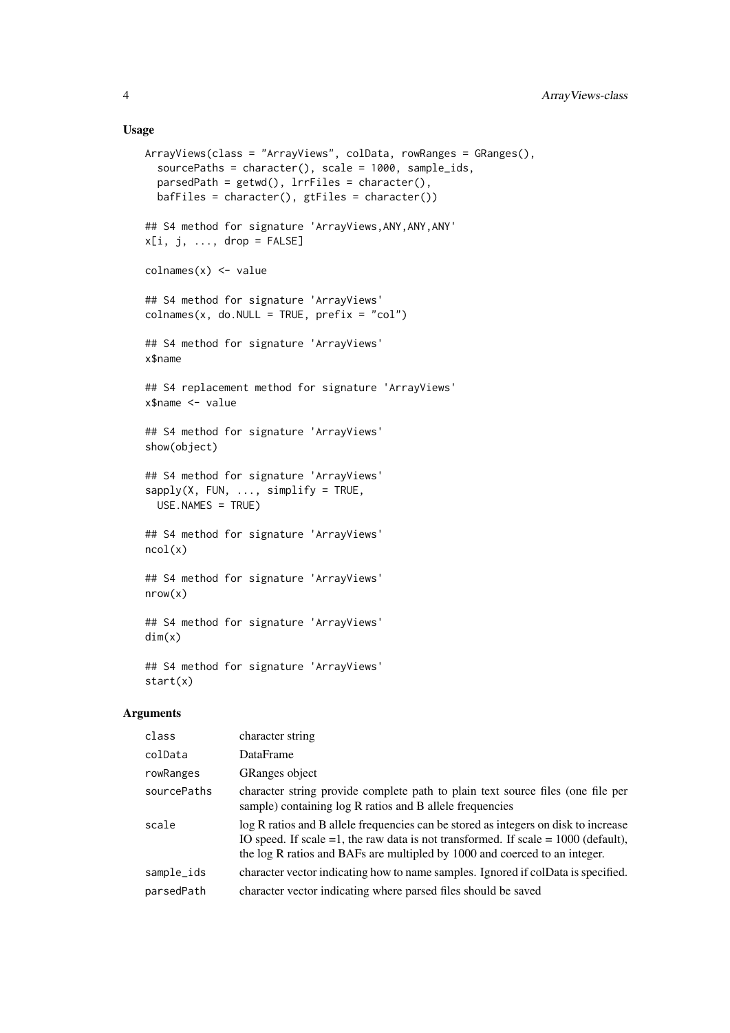### Usage

```
ArrayViews(class = "ArrayViews", colData, rowRanges = GRanges(),
  sourcePaths = character(), scale = 1000, sample_ids,
  parsedPath = getwd(), lrrFiles = character(),
  bafFiles = character(), gtFiles = character())

## S4 method for signature 'ArrayViews,ANY,ANY,ANY'
x[i, j, ..., drop = FALSE]

colnames(x) <- value

## S4 method for signature 'ArrayViews'
colnames(x, do.NULL = TRUE, prefix = "col")

## S4 method for signature 'ArrayViews'
x$name

## S4 replacement method for signature 'ArrayViews'
x$name <- value

## S4 method for signature 'ArrayViews'
show(object)

## S4 method for signature 'ArrayViews'
sapply(X, FUN, ..., simplify = TRUE,
  USE.NAMES = TRUE)

## S4 method for signature 'ArrayViews'
ncol(x)

## S4 method for signature 'ArrayViews'
nrow(x)

## S4 method for signature 'ArrayViews'
dim(x)

## S4 method for signature 'ArrayViews'
start(x)
```

### Arguments

| | |
|---|---|
| `class` | character string |
| `colData` | DataFrame |
| `rowRanges` | GRanges object |
| `sourcePaths` | character string provide complete path to plain text source files (one file per sample) containing log R ratios and B allele frequencies |
| `scale` | log R ratios and B allele frequencies can be stored as integers on disk to increase IO speed. If scale =1, the raw data is not transformed. If scale = 1000 (default), the log R ratios and BAFs are multipled by 1000 and coerced to an integer. |
| `sample_ids` | character vector indicating how to name samples. Ignored if colData is specified. |
| `parsedPath` | character vector indicating where parsed files should be saved |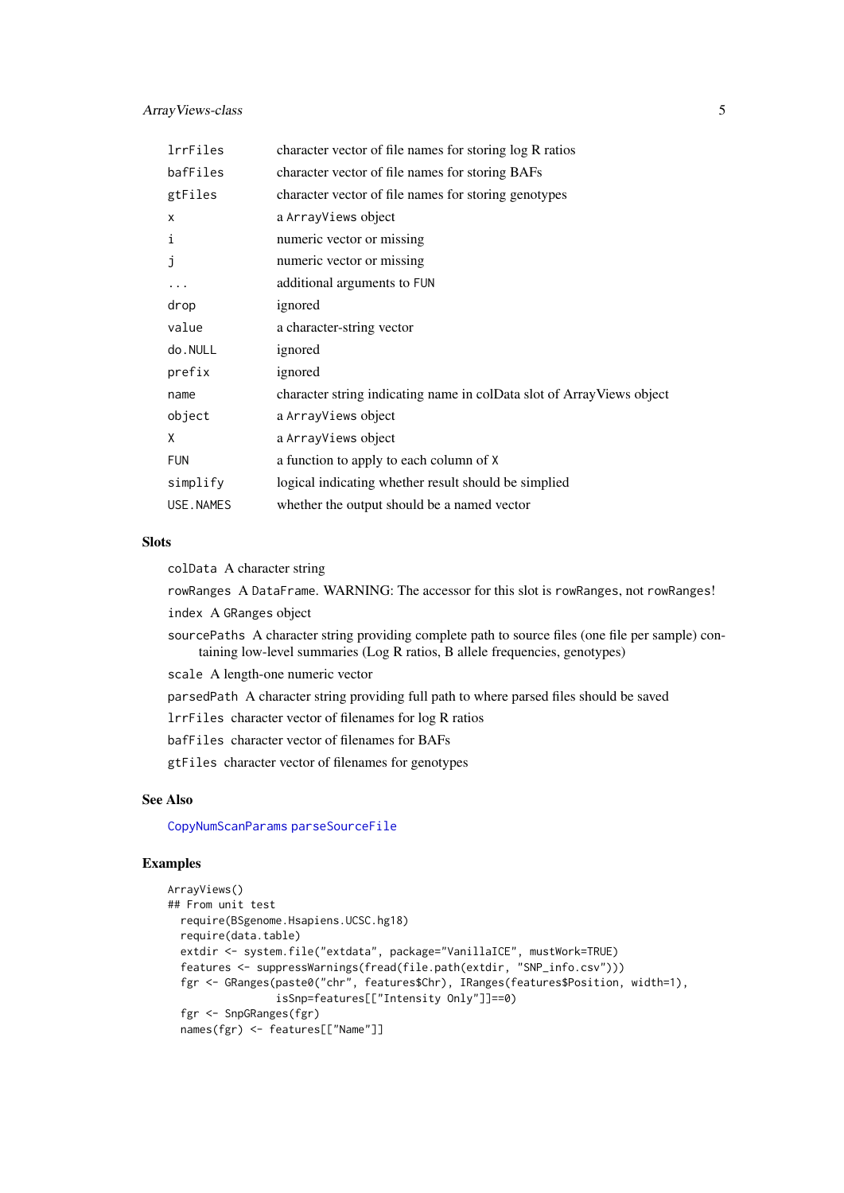| | |
|---|---|
| `lrrFiles` | character vector of file names for storing log R ratios |
| `bafFiles` | character vector of file names for storing BAFs |
| `gtFiles` | character vector of file names for storing genotypes |
| `x` | a `ArrayViews` object |
| `i` | numeric vector or missing |
| `j` | numeric vector or missing |
| `...` | additional arguments to `FUN` |
| `drop` | ignored |
| `value` | a character-string vector |
| `do.NULL` | ignored |
| `prefix` | ignored |
| `name` | character string indicating name in colData slot of ArrayViews object |
| `object` | a `ArrayViews` object |
| `X` | a `ArrayViews` object |
| `FUN` | a function to apply to each column of `X` |
| `simplify` | logical indicating whether result should be simplied |
| `USE.NAMES` | whether the output should be a named vector |

### Slots

`colData` A character string

`rowRanges` A `DataFrame`. WARNING: The accessor for this slot is `rowRanges`, not `rowRanges`!

`index` A `GRanges` object

`sourcePaths` A character string providing complete path to source files (one file per sample) containing low-level summaries (Log R ratios, B allele frequencies, genotypes)

`scale` A length-one numeric vector

`parsedPath` A character string providing full path to where parsed files should be saved

`lrrFiles` character vector of filenames for log R ratios

`bafFiles` character vector of filenames for BAFs

`gtFiles` character vector of filenames for genotypes

### See Also

`CopyNumScanParams` `parseSourceFile`

### Examples

```
ArrayViews()
## From unit test
  require(BSgenome.Hsapiens.UCSC.hg18)
  require(data.table)
  extdir <- system.file("extdata", package="VanillaICE", mustWork=TRUE)
  features <- suppressWarnings(fread(file.path(extdir, "SNP_info.csv")))
  fgr <- GRanges(paste0("chr", features$Chr), IRanges(features$Position, width=1),
                 isSnp=features[["Intensity Only"]]==0)
  fgr <- SnpGRanges(fgr)
  names(fgr) <- features[["Name"]]
```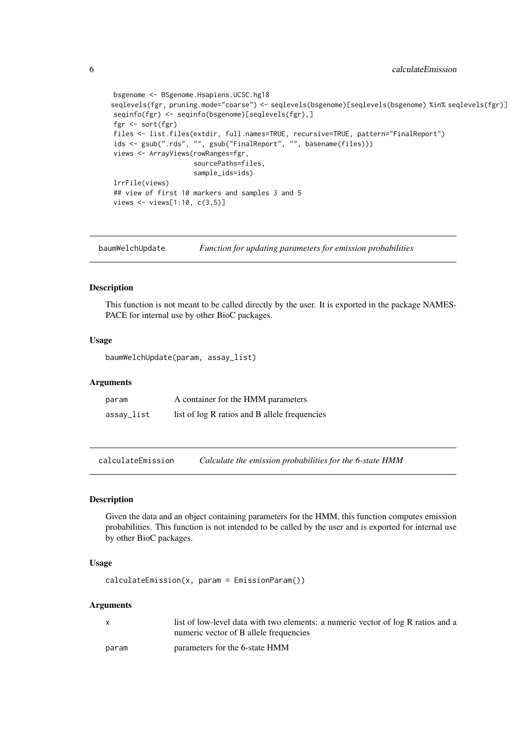```
bsgenome <- BSgenome.Hsapiens.UCSC.hg18
seqlevels(fgr, pruning.mode="coarse") <- seqlevels(bsgenome)[seqlevels(bsgenome) %in% seqlevels(fgr)]
seqinfo(fgr) <- seqinfo(bsgenome)[seqlevels(fgr),]
fgr <- sort(fgr)
files <- list.files(extdir, full.names=TRUE, recursive=TRUE, pattern="FinalReport")
ids <- gsub(".rds", "", gsub("FinalReport", "", basename(files)))
views <- ArrayViews(rowRanges=fgr,
                    sourcePaths=files,
                    sample_ids=ids)
lrrFile(views)
## view of first 10 markers and samples 3 and 5
views <- views[1:10, c(3,5)]
```

## baumWelchUpdate — *Function for updating parameters for emission probabilities*

### Description

This function is not meant to be called directly by the user. It is exported in the package NAMESPACE for internal use by other BioC packages.

### Usage

```
baumWelchUpdate(param, assay_list)
```

### Arguments

| | |
|---|---|
| param | A container for the HMM parameters |
| assay_list | list of log R ratios and B allele frequencies |

## calculateEmission — *Calculate the emission probabilities for the 6-state HMM*

### Description

Given the data and an object containing parameters for the HMM, this function computes emission probabilities. This function is not intended to be called by the user and is exported for internal use by other BioC packages.

### Usage

```
calculateEmission(x, param = EmissionParam())
```

### Arguments

| | |
|---|---|
| x | list of low-level data with two elements: a numeric vector of log R ratios and a numeric vector of B allele frequencies |
| param | parameters for the 6-state HMM |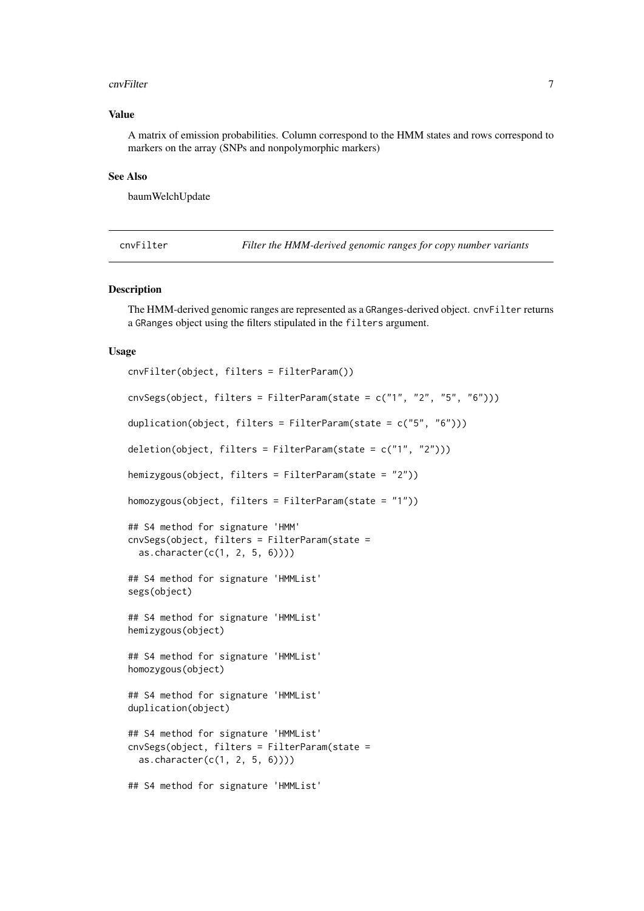### Value

A matrix of emission probabilities. Column correspond to the HMM states and rows correspond to markers on the array (SNPs and nonpolymorphic markers)

### See Also

baumWelchUpdate

---

## cnvFilter — *Filter the HMM-derived genomic ranges for copy number variants*

---

### Description

The HMM-derived genomic ranges are represented as a `GRanges`-derived object. `cnvFilter` returns a `GRanges` object using the filters stipulated in the `filters` argument.

### Usage

```
cnvFilter(object, filters = FilterParam())

cnvSegs(object, filters = FilterParam(state = c("1", "2", "5", "6")))

duplication(object, filters = FilterParam(state = c("5", "6")))

deletion(object, filters = FilterParam(state = c("1", "2")))

hemizygous(object, filters = FilterParam(state = "2"))

homozygous(object, filters = FilterParam(state = "1"))

## S4 method for signature 'HMM'
cnvSegs(object, filters = FilterParam(state =
  as.character(c(1, 2, 5, 6))))

## S4 method for signature 'HMMList'
segs(object)

## S4 method for signature 'HMMList'
hemizygous(object)

## S4 method for signature 'HMMList'
homozygous(object)

## S4 method for signature 'HMMList'
duplication(object)

## S4 method for signature 'HMMList'
cnvSegs(object, filters = FilterParam(state =
  as.character(c(1, 2, 5, 6))))

## S4 method for signature 'HMMList'
```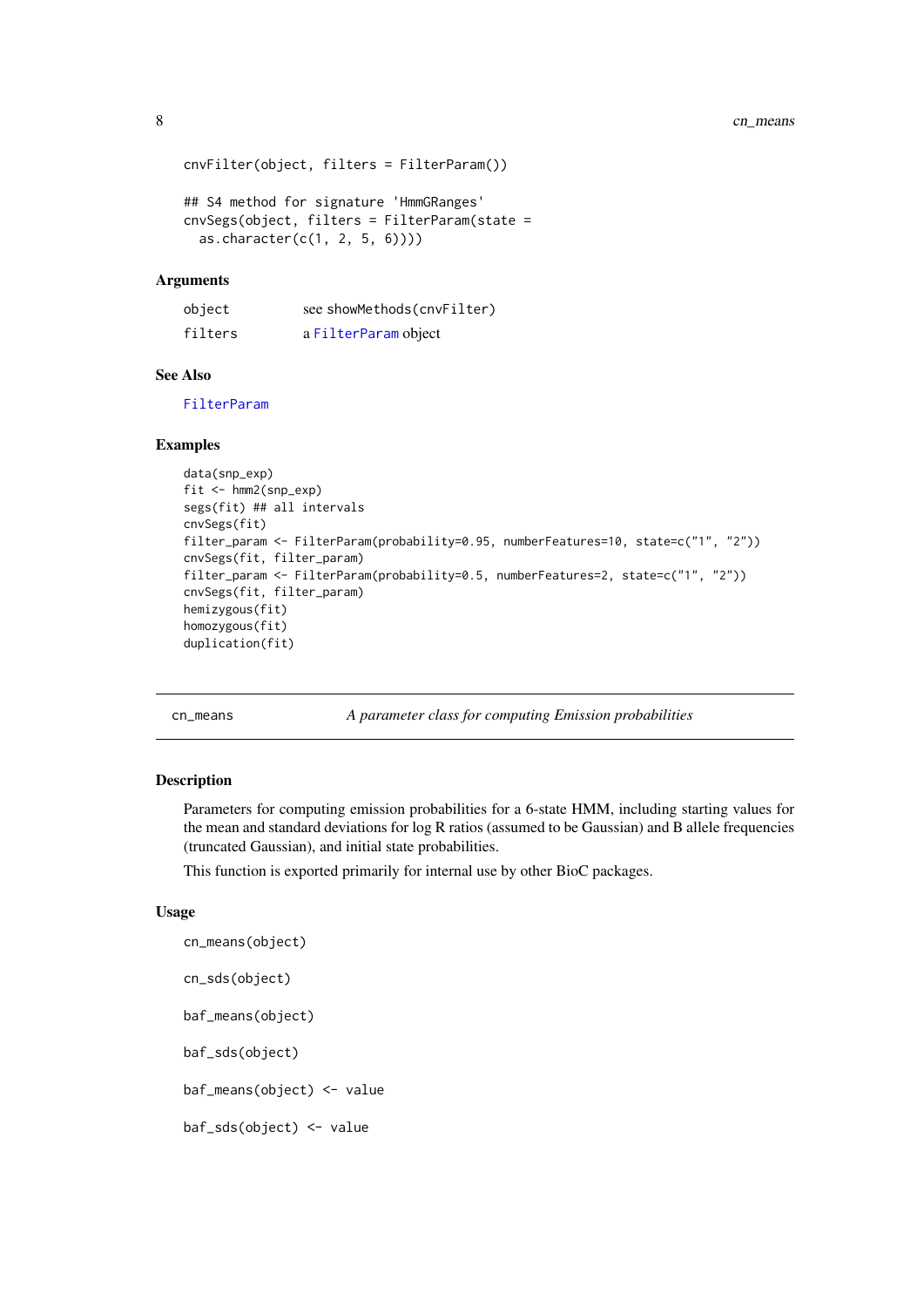```
cnvFilter(object, filters = FilterParam())

## S4 method for signature 'HmmGRanges'
cnvSegs(object, filters = FilterParam(state =
  as.character(c(1, 2, 5, 6))))
```

### Arguments

| | |
|---|---|
| object | see showMethods(cnvFilter) |
| filters | a FilterParam object |

### See Also

FilterParam

### Examples

```
data(snp_exp)
fit <- hmm2(snp_exp)
segs(fit) ## all intervals
cnvSegs(fit)
filter_param <- FilterParam(probability=0.95, numberFeatures=10, state=c("1", "2"))
cnvSegs(fit, filter_param)
filter_param <- FilterParam(probability=0.5, numberFeatures=2, state=c("1", "2"))
cnvSegs(fit, filter_param)
hemizygous(fit)
homozygous(fit)
duplication(fit)
```

## cn_means — *A parameter class for computing Emission probabilities*

### Description

Parameters for computing emission probabilities for a 6-state HMM, including starting values for the mean and standard deviations for log R ratios (assumed to be Gaussian) and B allele frequencies (truncated Gaussian), and initial state probabilities.

This function is exported primarily for internal use by other BioC packages.

### Usage

```
cn_means(object)

cn_sds(object)

baf_means(object)

baf_sds(object)

baf_means(object) <- value

baf_sds(object) <- value
```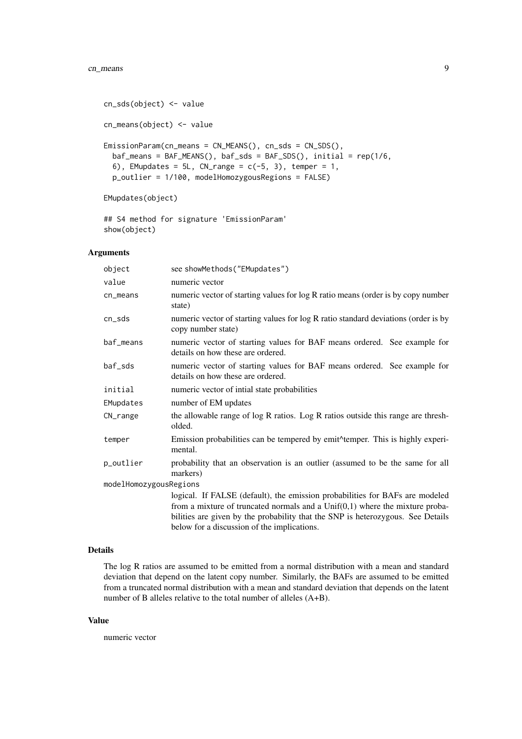```
cn_sds(object) <- value

cn_means(object) <- value

EmissionParam(cn_means = CN_MEANS(), cn_sds = CN_SDS(),
  baf_means = BAF_MEANS(), baf_sds = BAF_SDS(), initial = rep(1/6,
  6), EMupdates = 5L, CN_range = c(-5, 3), temper = 1,
  p_outlier = 1/100, modelHomozygousRegions = FALSE)

EMupdates(object)

## S4 method for signature 'EmissionParam'
show(object)
```

## Arguments

| | |
|---|---|
| object | see showMethods("EMupdates") |
| value | numeric vector |
| cn_means | numeric vector of starting values for log R ratio means (order is by copy number state) |
| cn_sds | numeric vector of starting values for log R ratio standard deviations (order is by copy number state) |
| baf_means | numeric vector of starting values for BAF means ordered. See example for details on how these are ordered. |
| baf_sds | numeric vector of starting values for BAF means ordered. See example for details on how these are ordered. |
| initial | numeric vector of intial state probabilities |
| EMupdates | number of EM updates |
| CN_range | the allowable range of log R ratios. Log R ratios outside this range are thresholded. |
| temper | Emission probabilities can be tempered by emit^temper. This is highly experimental. |
| p_outlier | probability that an observation is an outlier (assumed to be the same for all markers) |
| modelHomozygousRegions | logical. If FALSE (default), the emission probabilities for BAFs are modeled from a mixture of truncated normals and a Unif(0,1) where the mixture probabilities are given by the probability that the SNP is heterozygous. See Details below for a discussion of the implications. |

## Details

The log R ratios are assumed to be emitted from a normal distribution with a mean and standard deviation that depend on the latent copy number. Similarly, the BAFs are assumed to be emitted from a truncated normal distribution with a mean and standard deviation that depends on the latent number of B alleles relative to the total number of alleles (A+B).

## Value

numeric vector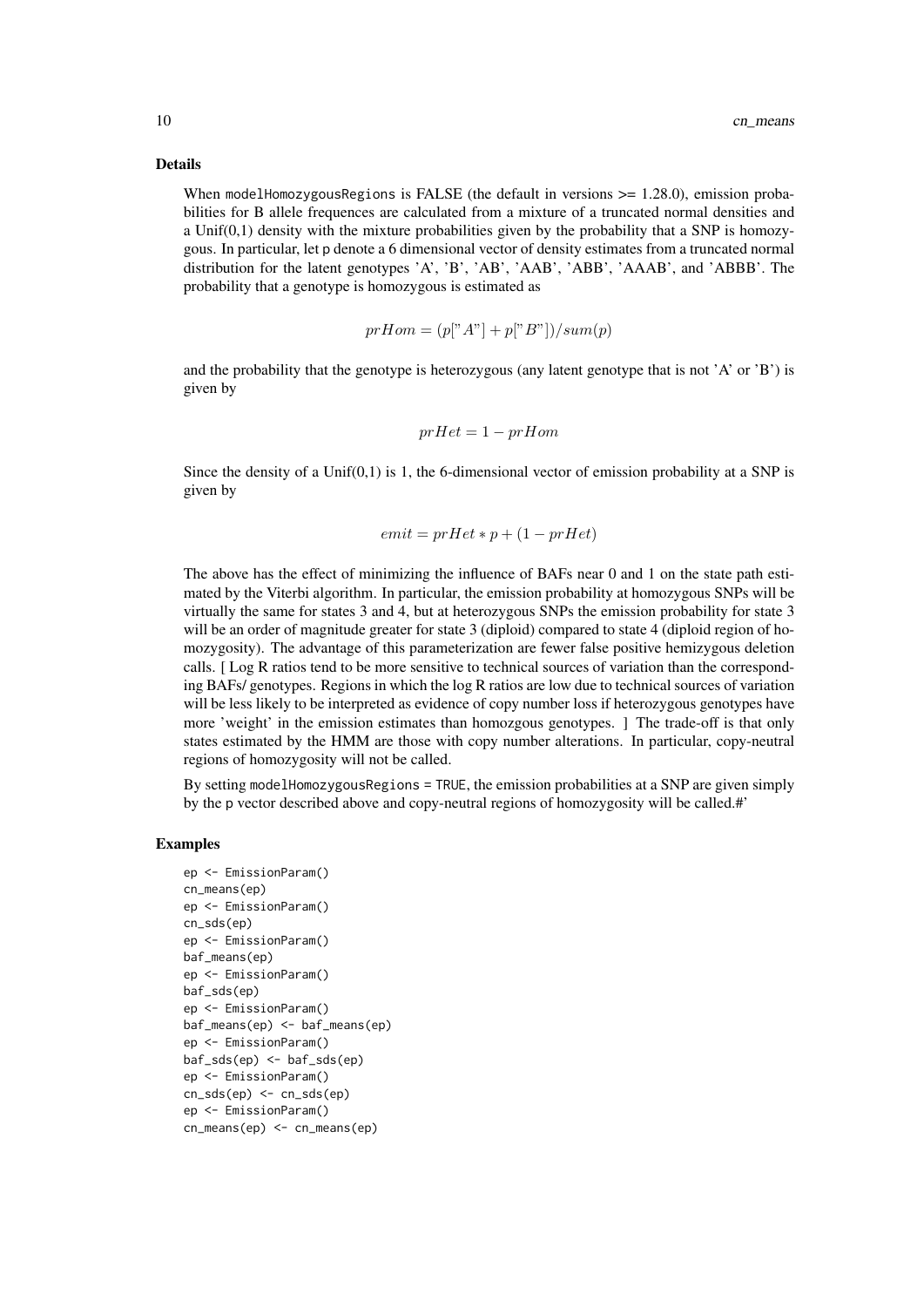### Details

When `modelHomozygousRegions` is FALSE (the default in versions >= 1.28.0), emission probabilities for B allele frequences are calculated from a mixture of a truncated normal densities and a Unif(0,1) density with the mixture probabilities given by the probability that a SNP is homozygous. In particular, let `p` denote a 6 dimensional vector of density estimates from a truncated normal distribution for the latent genotypes 'A', 'B', 'AB', 'AAB', 'ABB', 'AAAB', and 'ABBB'. The probability that a genotype is homozygous is estimated as

$$prHom = (p["A"] + p["B"])/sum(p)$$

and the probability that the genotype is heterozygous (any latent genotype that is not 'A' or 'B') is given by

$$prHet = 1 - prHom$$

Since the density of a Unif(0,1) is 1, the 6-dimensional vector of emission probability at a SNP is given by

$$emit = prHet * p + (1 - prHet)$$

The above has the effect of minimizing the influence of BAFs near 0 and 1 on the state path estimated by the Viterbi algorithm. In particular, the emission probability at homozygous SNPs will be virtually the same for states 3 and 4, but at heterozygous SNPs the emission probability for state 3 will be an order of magnitude greater for state 3 (diploid) compared to state 4 (diploid region of homozygosity). The advantage of this parameterization are fewer false positive hemizygous deletion calls. [ Log R ratios tend to be more sensitive to technical sources of variation than the corresponding BAFs/ genotypes. Regions in which the log R ratios are low due to technical sources of variation will be less likely to be interpreted as evidence of copy number loss if heterozygous genotypes have more 'weight' in the emission estimates than homozgous genotypes. ] The trade-off is that only states estimated by the HMM are those with copy number alterations. In particular, copy-neutral regions of homozygosity will not be called.

By setting `modelHomozygousRegions = TRUE`, the emission probabilities at a SNP are given simply by the `p` vector described above and copy-neutral regions of homozygosity will be called.#'

### Examples

```
ep <- EmissionParam()
cn_means(ep)
ep <- EmissionParam()
cn_sds(ep)
ep <- EmissionParam()
baf_means(ep)
ep <- EmissionParam()
baf_sds(ep)
ep <- EmissionParam()
baf_means(ep) <- baf_means(ep)
ep <- EmissionParam()
baf_sds(ep) <- baf_sds(ep)
ep <- EmissionParam()
cn_sds(ep) <- cn_sds(ep)
ep <- EmissionParam()
cn_means(ep) <- cn_means(ep)
```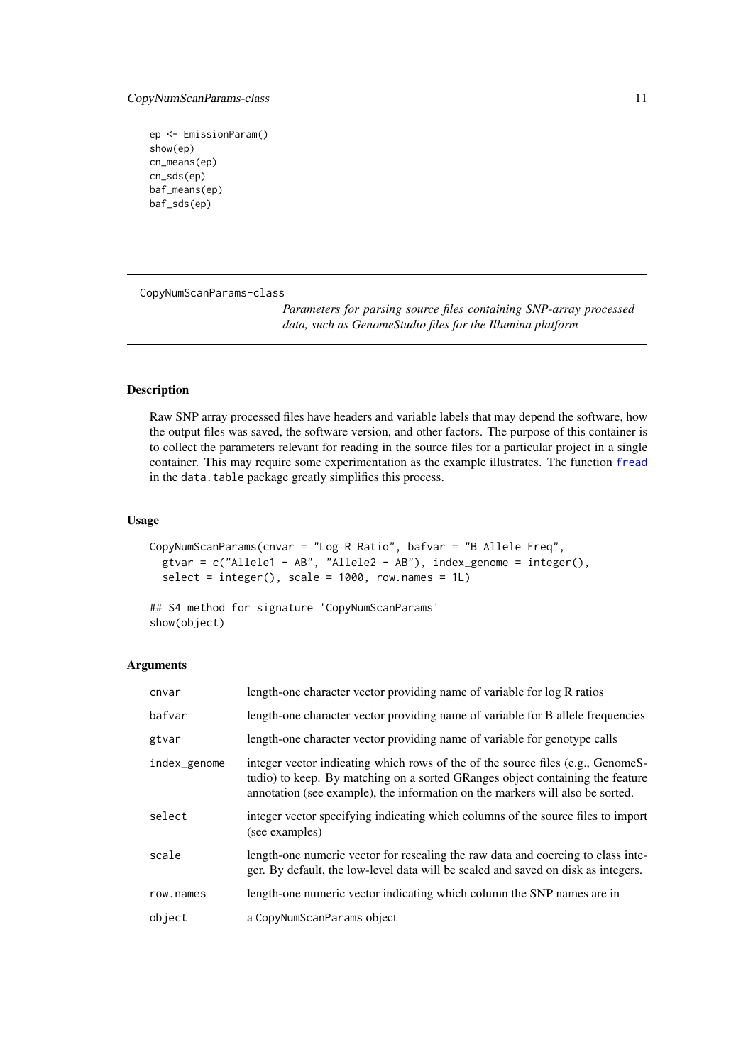```
ep <- EmissionParam()
show(ep)
cn_means(ep)
cn_sds(ep)
baf_means(ep)
baf_sds(ep)
```

---

## CopyNumScanParams-class

*Parameters for parsing source files containing SNP-array processed data, such as GenomeStudio files for the Illumina platform*

---

### Description

Raw SNP array processed files have headers and variable labels that may depend the software, how the output files was saved, the software version, and other factors. The purpose of this container is to collect the parameters relevant for reading in the source files for a particular project in a single container. This may require some experimentation as the example illustrates. The function `fread` in the `data.table` package greatly simplifies this process.

### Usage

```
CopyNumScanParams(cnvar = "Log R Ratio", bafvar = "B Allele Freq",
  gtvar = c("Allele1 - AB", "Allele2 - AB"), index_genome = integer(),
  select = integer(), scale = 1000, row.names = 1L)

## S4 method for signature 'CopyNumScanParams'
show(object)
```

### Arguments

| | |
|---|---|
| `cnvar` | length-one character vector providing name of variable for log R ratios |
| `bafvar` | length-one character vector providing name of variable for B allele frequencies |
| `gtvar` | length-one character vector providing name of variable for genotype calls |
| `index_genome` | integer vector indicating which rows of the of the source files (e.g., GenomeStudio) to keep. By matching on a sorted GRanges object containing the feature annotation (see example), the information on the markers will also be sorted. |
| `select` | integer vector specifying indicating which columns of the source files to import (see examples) |
| `scale` | length-one numeric vector for rescaling the raw data and coercing to class integer. By default, the low-level data will be scaled and saved on disk as integers. |
| `row.names` | length-one numeric vector indicating which column the SNP names are in |
| `object` | a `CopyNumScanParams` object |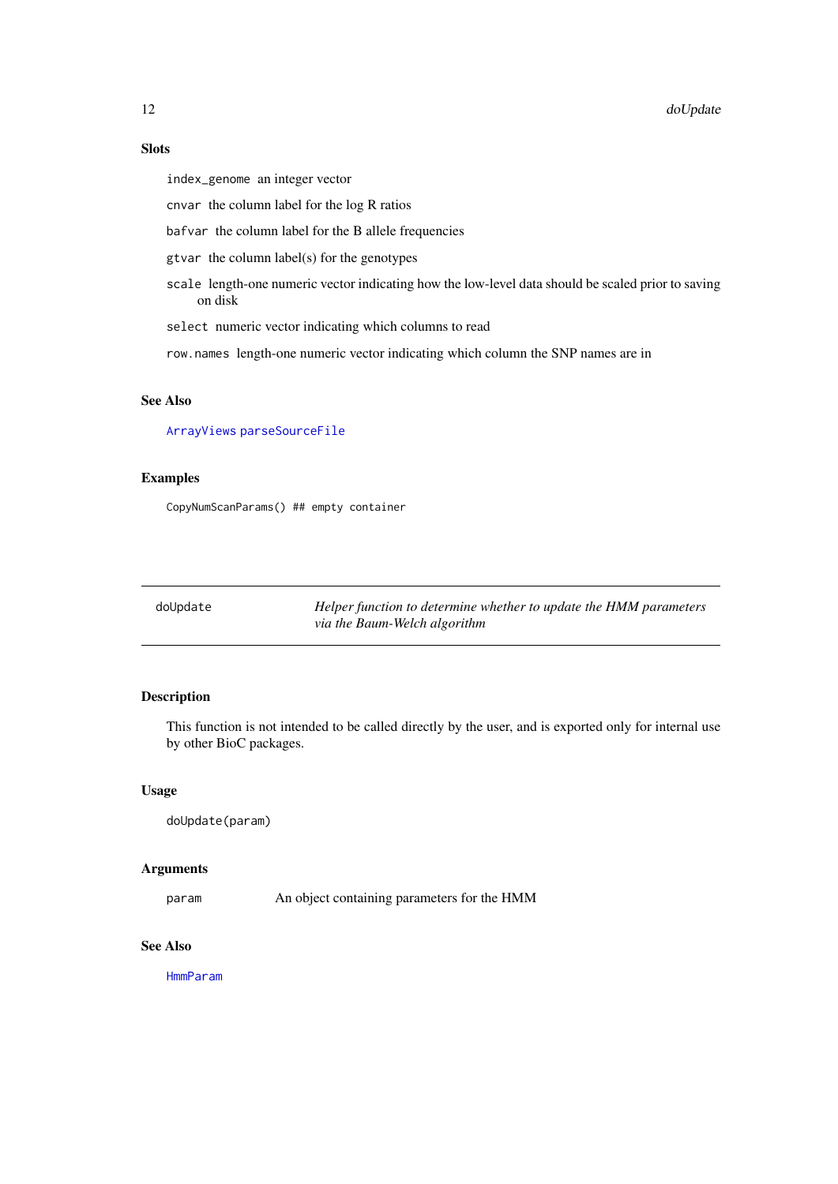### Slots

`index_genome` an integer vector

`cnvar` the column label for the log R ratios

`bafvar` the column label for the B allele frequencies

`gtvar` the column label(s) for the genotypes

`scale` length-one numeric vector indicating how the low-level data should be scaled prior to saving on disk

`select` numeric vector indicating which columns to read

`row.names` length-one numeric vector indicating which column the SNP names are in

### See Also

`ArrayViews` `parseSourceFile`

### Examples

```
CopyNumScanParams() ## empty container
```

---

## doUpdate — *Helper function to determine whether to update the HMM parameters via the Baum-Welch algorithm*

---

### Description

This function is not intended to be called directly by the user, and is exported only for internal use by other BioC packages.

### Usage

```
doUpdate(param)
```

### Arguments

| | |
|---|---|
| `param` | An object containing parameters for the HMM |

### See Also

`HmmParam`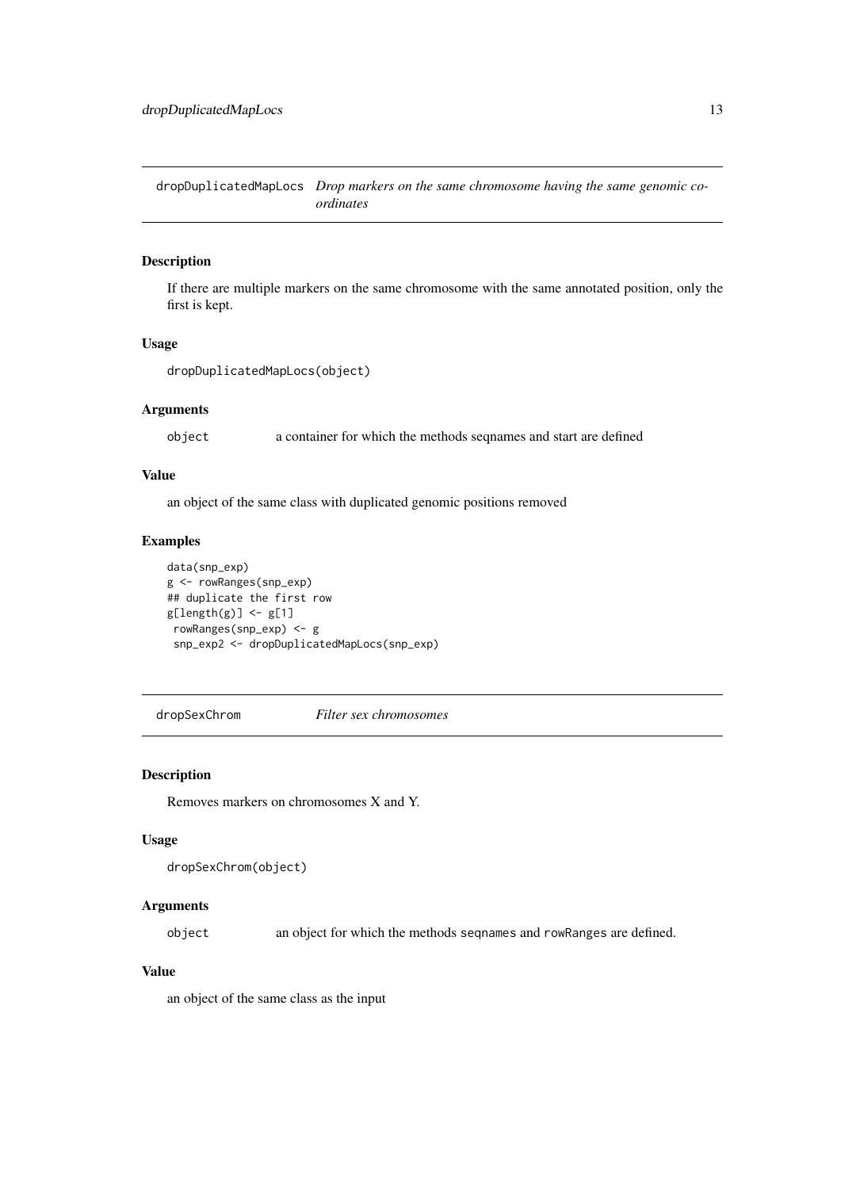## dropDuplicatedMapLocs *Drop markers on the same chromosome having the same genomic coordinates*

### Description

If there are multiple markers on the same chromosome with the same annotated position, only the first is kept.

### Usage

```
dropDuplicatedMapLocs(object)
```

### Arguments

| | |
|---|---|
| `object` | a container for which the methods seqnames and start are defined |

### Value

an object of the same class with duplicated genomic positions removed

### Examples

```
data(snp_exp)
g <- rowRanges(snp_exp)
## duplicate the first row
g[length(g)] <- g[1]
 rowRanges(snp_exp) <- g
 snp_exp2 <- dropDuplicatedMapLocs(snp_exp)
```

## dropSexChrom *Filter sex chromosomes*

### Description

Removes markers on chromosomes X and Y.

### Usage

```
dropSexChrom(object)
```

### Arguments

| | |
|---|---|
| `object` | an object for which the methods `seqnames` and `rowRanges` are defined. |

### Value

an object of the same class as the input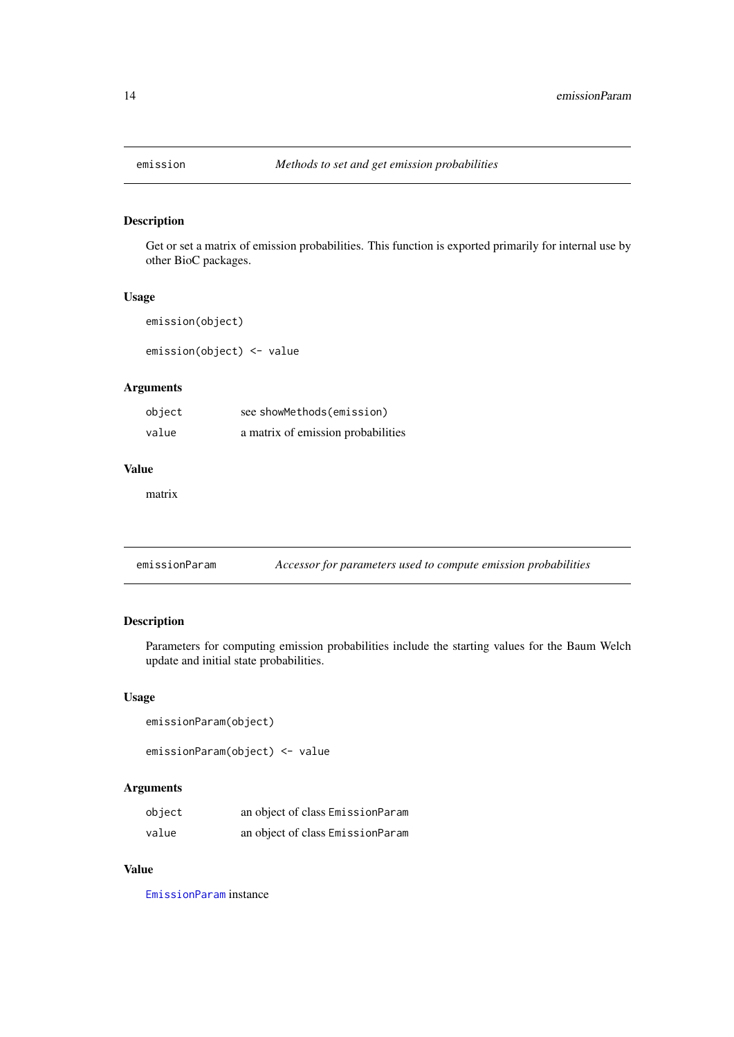## emission — *Methods to set and get emission probabilities*

### Description

Get or set a matrix of emission probabilities. This function is exported primarily for internal use by other BioC packages.

### Usage

```
emission(object)

emission(object) <- value
```

### Arguments

| | |
|---|---|
| object | see `showMethods(emission)` |
| value | a matrix of emission probabilities |

### Value

matrix

## emissionParam — *Accessor for parameters used to compute emission probabilities*

### Description

Parameters for computing emission probabilities include the starting values for the Baum Welch update and initial state probabilities.

### Usage

```
emissionParam(object)

emissionParam(object) <- value
```

### Arguments

| | |
|---|---|
| object | an object of class `EmissionParam` |
| value | an object of class `EmissionParam` |

### Value

`EmissionParam` instance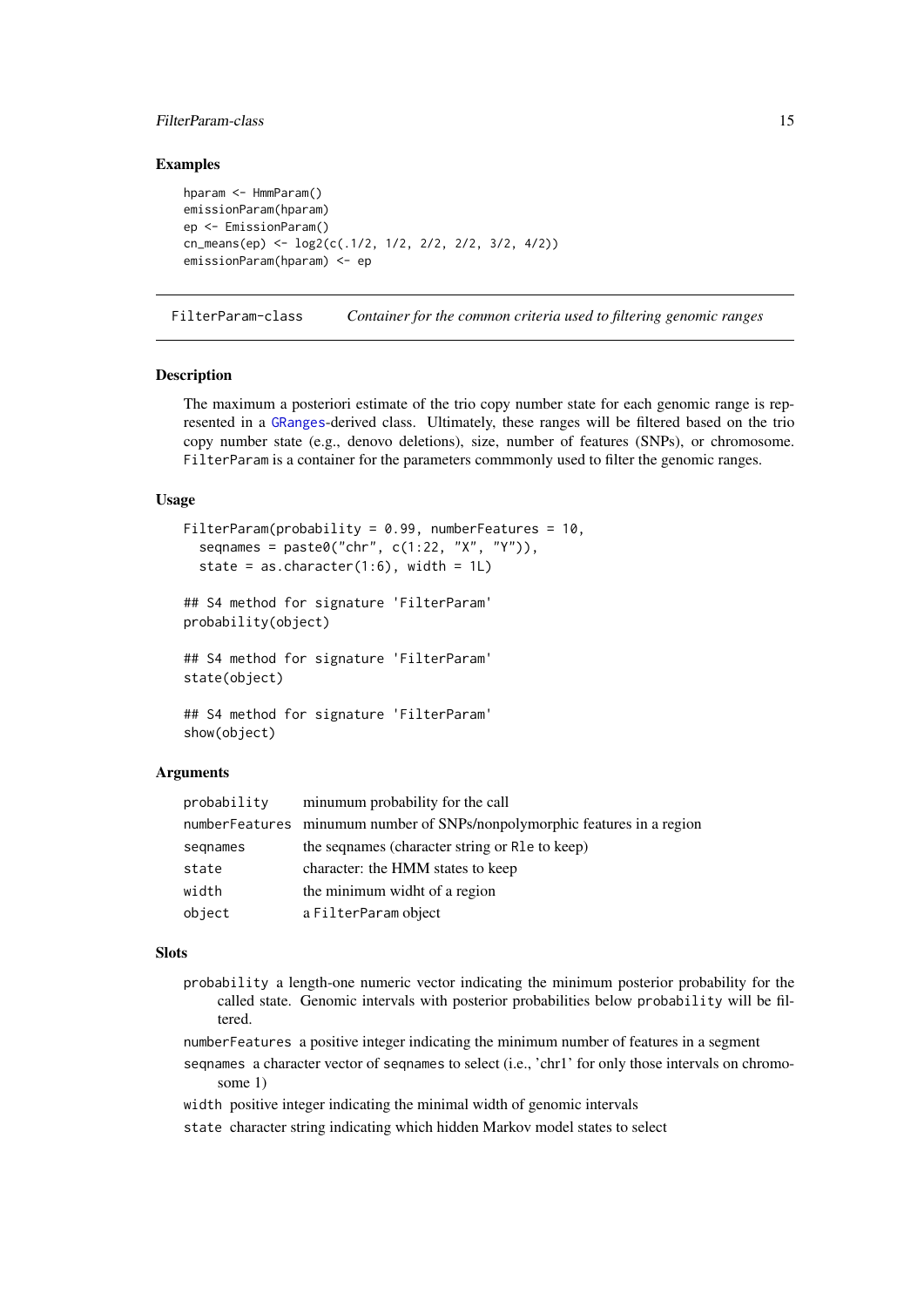### Examples

```
hparam <- HmmParam()
emissionParam(hparam)
ep <- EmissionParam()
cn_means(ep) <- log2(c(.1/2, 1/2, 2/2, 2/2, 3/2, 4/2))
emissionParam(hparam) <- ep
```

---

## FilterParam-class    *Container for the common criteria used to filtering genomic ranges*

---

### Description

The maximum a posteriori estimate of the trio copy number state for each genomic range is represented in a GRanges-derived class. Ultimately, these ranges will be filtered based on the trio copy number state (e.g., denovo deletions), size, number of features (SNPs), or chromosome. FilterParam is a container for the parameters commmonly used to filter the genomic ranges.

### Usage

```
FilterParam(probability = 0.99, numberFeatures = 10,
  seqnames = paste0("chr", c(1:22, "X", "Y")),
  state = as.character(1:6), width = 1L)

## S4 method for signature 'FilterParam'
probability(object)

## S4 method for signature 'FilterParam'
state(object)

## S4 method for signature 'FilterParam'
show(object)
```

### Arguments

| | |
|---|---|
| probability | minumum probability for the call |
| numberFeatures | minumum number of SNPs/nonpolymorphic features in a region |
| seqnames | the seqnames (character string or Rle to keep) |
| state | character: the HMM states to keep |
| width | the minimum widht of a region |
| object | a FilterParam object |

### Slots

- `probability` a length-one numeric vector indicating the minimum posterior probability for the called state. Genomic intervals with posterior probabilities below `probability` will be filtered.
- `numberFeatures` a positive integer indicating the minimum number of features in a segment
- `seqnames` a character vector of seqnames to select (i.e., 'chr1' for only those intervals on chromosome 1)
- `width` positive integer indicating the minimal width of genomic intervals
- `state` character string indicating which hidden Markov model states to select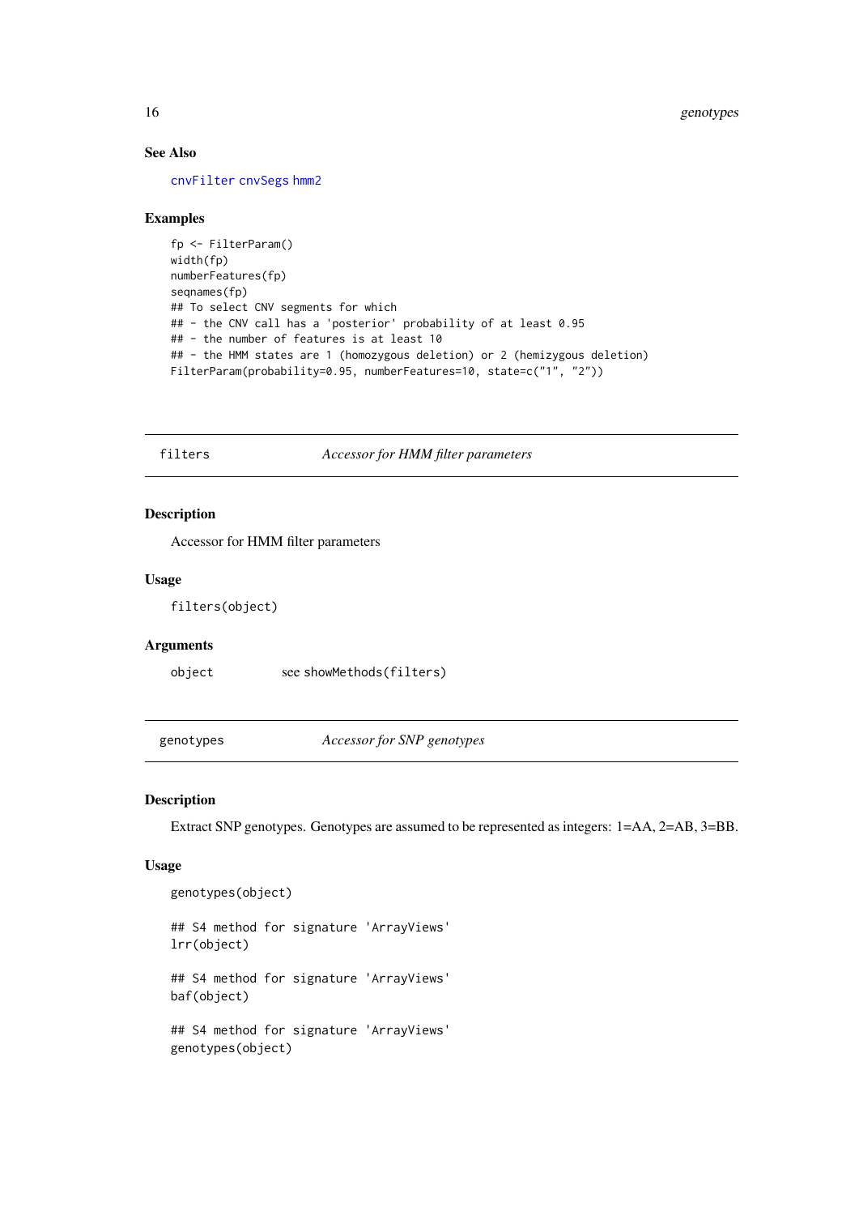### See Also

cnvFilter cnvSegs hmm2

### Examples

```
fp <- FilterParam()
width(fp)
numberFeatures(fp)
seqnames(fp)
## To select CNV segments for which
## - the CNV call has a 'posterior' probability of at least 0.95
## - the number of features is at least 10
## - the HMM states are 1 (homozygous deletion) or 2 (hemizygous deletion)
FilterParam(probability=0.95, numberFeatures=10, state=c("1", "2"))
```

---

## filters — *Accessor for HMM filter parameters*

### Description

Accessor for HMM filter parameters

### Usage

```
filters(object)
```

### Arguments

| | |
|---|---|
| object | see showMethods(filters) |

---

## genotypes — *Accessor for SNP genotypes*

### Description

Extract SNP genotypes. Genotypes are assumed to be represented as integers: 1=AA, 2=AB, 3=BB.

### Usage

```
genotypes(object)

## S4 method for signature 'ArrayViews'
lrr(object)

## S4 method for signature 'ArrayViews'
baf(object)

## S4 method for signature 'ArrayViews'
genotypes(object)
```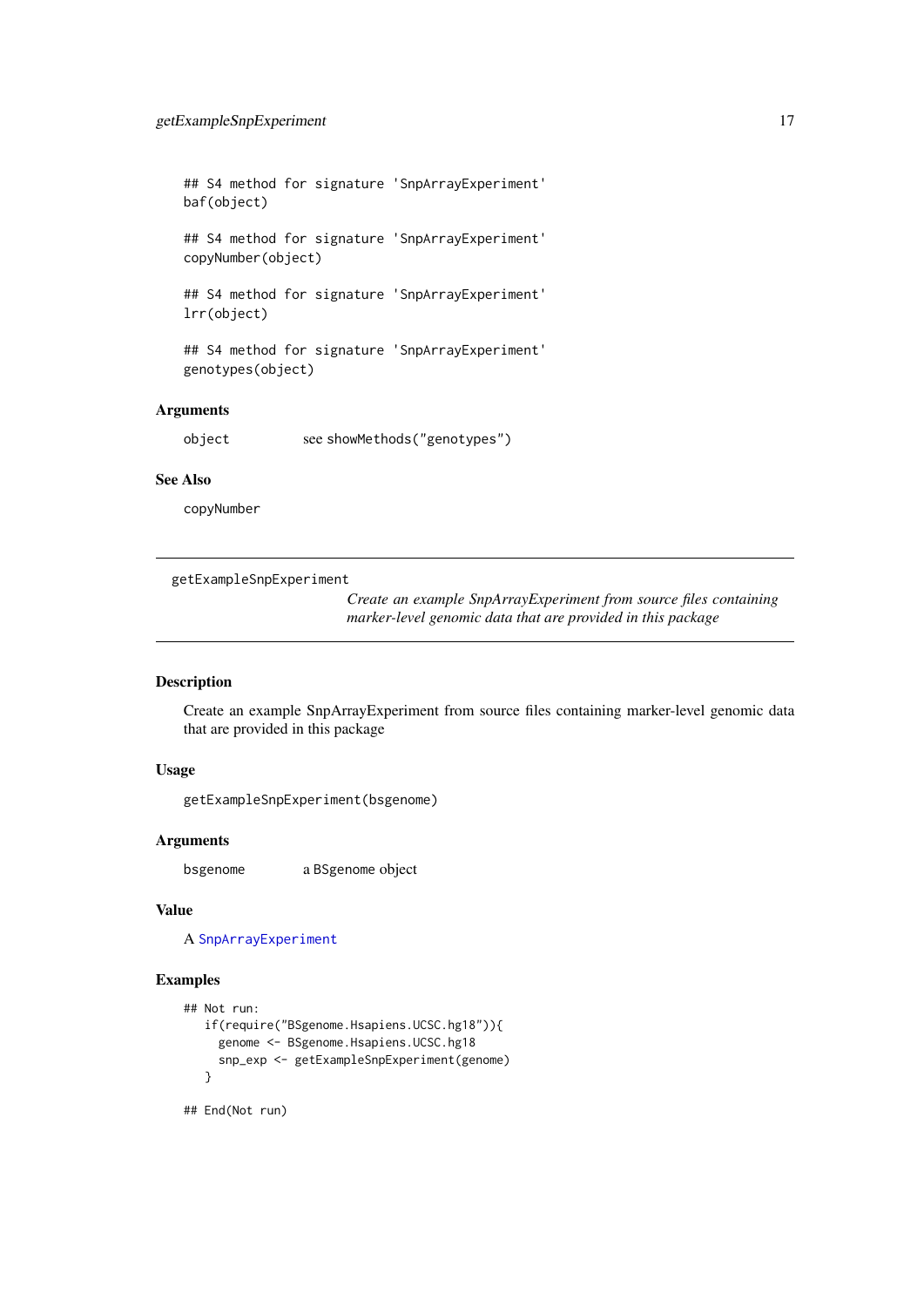```
## S4 method for signature 'SnpArrayExperiment'
baf(object)

## S4 method for signature 'SnpArrayExperiment'
copyNumber(object)

## S4 method for signature 'SnpArrayExperiment'
lrr(object)

## S4 method for signature 'SnpArrayExperiment'
genotypes(object)
```

### Arguments

`object` see `showMethods("genotypes")`

### See Also

`copyNumber`

---

## getExampleSnpExperiment

*Create an example SnpArrayExperiment from source files containing marker-level genomic data that are provided in this package*

---

### Description

Create an example SnpArrayExperiment from source files containing marker-level genomic data that are provided in this package

### Usage

```
getExampleSnpExperiment(bsgenome)
```

### Arguments

`bsgenome` a BSgenome object

### Value

A `SnpArrayExperiment`

### Examples

```
## Not run:
   if(require("BSgenome.Hsapiens.UCSC.hg18")){
     genome <- BSgenome.Hsapiens.UCSC.hg18
     snp_exp <- getExampleSnpExperiment(genome)
   }

## End(Not run)
```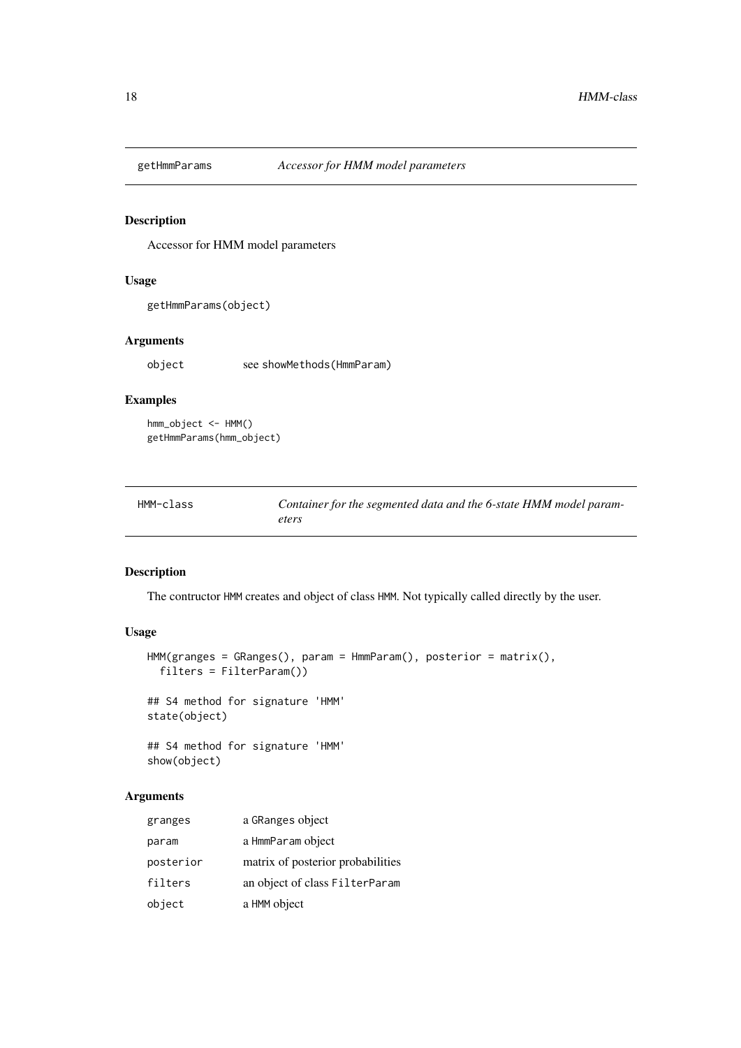## getHmmParams *Accessor for HMM model parameters*

### Description

Accessor for HMM model parameters

### Usage

```
getHmmParams(object)
```

### Arguments

| | |
|---|---|
| object | see showMethods(HmmParam) |

### Examples

```
hmm_object <- HMM()
getHmmParams(hmm_object)
```

## HMM-class *Container for the segmented data and the 6-state HMM model parameters*

### Description

The contructor HMM creates and object of class HMM. Not typically called directly by the user.

### Usage

```
HMM(granges = GRanges(), param = HmmParam(), posterior = matrix(),
  filters = FilterParam())

## S4 method for signature 'HMM'
state(object)

## S4 method for signature 'HMM'
show(object)
```

### Arguments

| | |
|---|---|
| granges | a GRanges object |
| param | a HmmParam object |
| posterior | matrix of posterior probabilities |
| filters | an object of class FilterParam |
| object | a HMM object |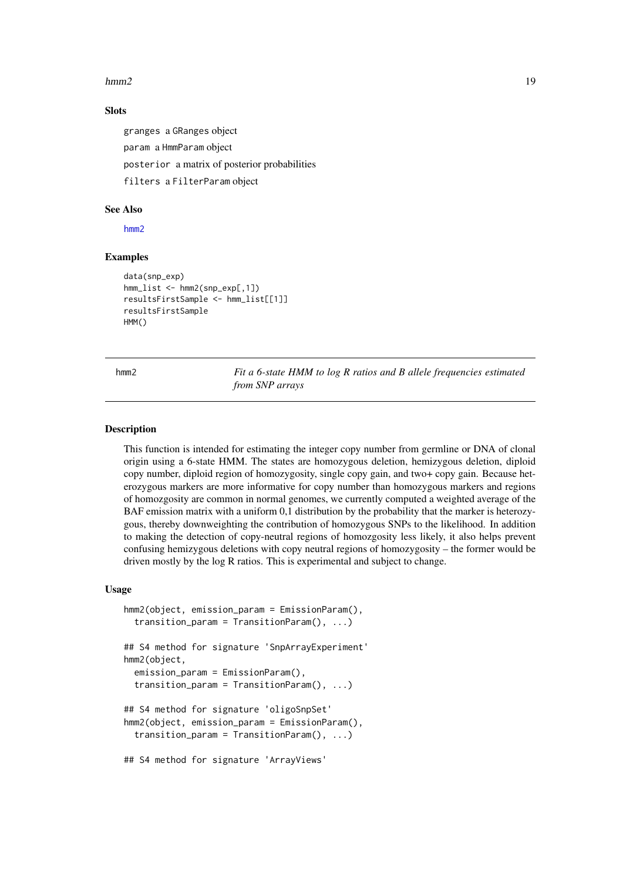## Slots

granges a GRanges object

param a HmmParam object

posterior a matrix of posterior probabilities

filters a FilterParam object

## See Also

hmm2

## Examples

```
data(snp_exp)
hmm_list <- hmm2(snp_exp[,1])
resultsFirstSample <- hmm_list[[1]]
resultsFirstSample
HMM()
```

---

hmm2 — *Fit a 6-state HMM to log R ratios and B allele frequencies estimated from SNP arrays*

---

## Description

This function is intended for estimating the integer copy number from germline or DNA of clonal origin using a 6-state HMM. The states are homozygous deletion, hemizygous deletion, diploid copy number, diploid region of homozygosity, single copy gain, and two+ copy gain. Because heterozygous markers are more informative for copy number than homozygous markers and regions of homozgosity are common in normal genomes, we currently computed a weighted average of the BAF emission matrix with a uniform 0,1 distribution by the probability that the marker is heterozygous, thereby downweighting the contribution of homozygous SNPs to the likelihood. In addition to making the detection of copy-neutral regions of homozgosity less likely, it also helps prevent confusing hemizygous deletions with copy neutral regions of homozygosity – the former would be driven mostly by the log R ratios. This is experimental and subject to change.

## Usage

```
hmm2(object, emission_param = EmissionParam(),
  transition_param = TransitionParam(), ...)

## S4 method for signature 'SnpArrayExperiment'
hmm2(object,
  emission_param = EmissionParam(),
  transition_param = TransitionParam(), ...)

## S4 method for signature 'oligoSnpSet'
hmm2(object, emission_param = EmissionParam(),
  transition_param = TransitionParam(), ...)

## S4 method for signature 'ArrayViews'
```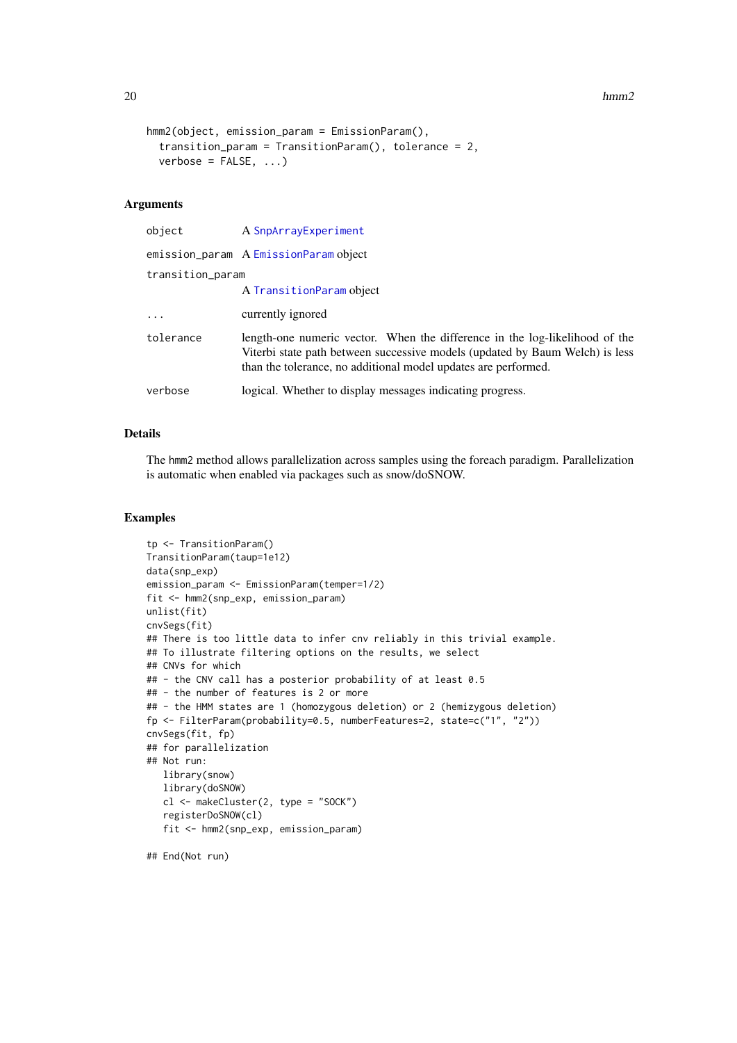```
hmm2(object, emission_param = EmissionParam(),
  transition_param = TransitionParam(), tolerance = 2,
  verbose = FALSE, ...)
```

### Arguments

| | |
|---|---|
| object | A SnpArrayExperiment |
| emission_param | A EmissionParam object |
| transition_param | A TransitionParam object |
| ... | currently ignored |
| tolerance | length-one numeric vector. When the difference in the log-likelihood of the Viterbi state path between successive models (updated by Baum Welch) is less than the tolerance, no additional model updates are performed. |
| verbose | logical. Whether to display messages indicating progress. |

### Details

The hmm2 method allows parallelization across samples using the foreach paradigm. Parallelization is automatic when enabled via packages such as snow/doSNOW.

### Examples

```
tp <- TransitionParam()
TransitionParam(taup=1e12)
data(snp_exp)
emission_param <- EmissionParam(temper=1/2)
fit <- hmm2(snp_exp, emission_param)
unlist(fit)
cnvSegs(fit)
## There is too little data to infer cnv reliably in this trivial example.
## To illustrate filtering options on the results, we select
## CNVs for which
## - the CNV call has a posterior probability of at least 0.5
## - the number of features is 2 or more
## - the HMM states are 1 (homozygous deletion) or 2 (hemizygous deletion)
fp <- FilterParam(probability=0.5, numberFeatures=2, state=c("1", "2"))
cnvSegs(fit, fp)
## for parallelization
## Not run:
   library(snow)
   library(doSNOW)
   cl <- makeCluster(2, type = "SOCK")
   registerDoSNOW(cl)
   fit <- hmm2(snp_exp, emission_param)

## End(Not run)
```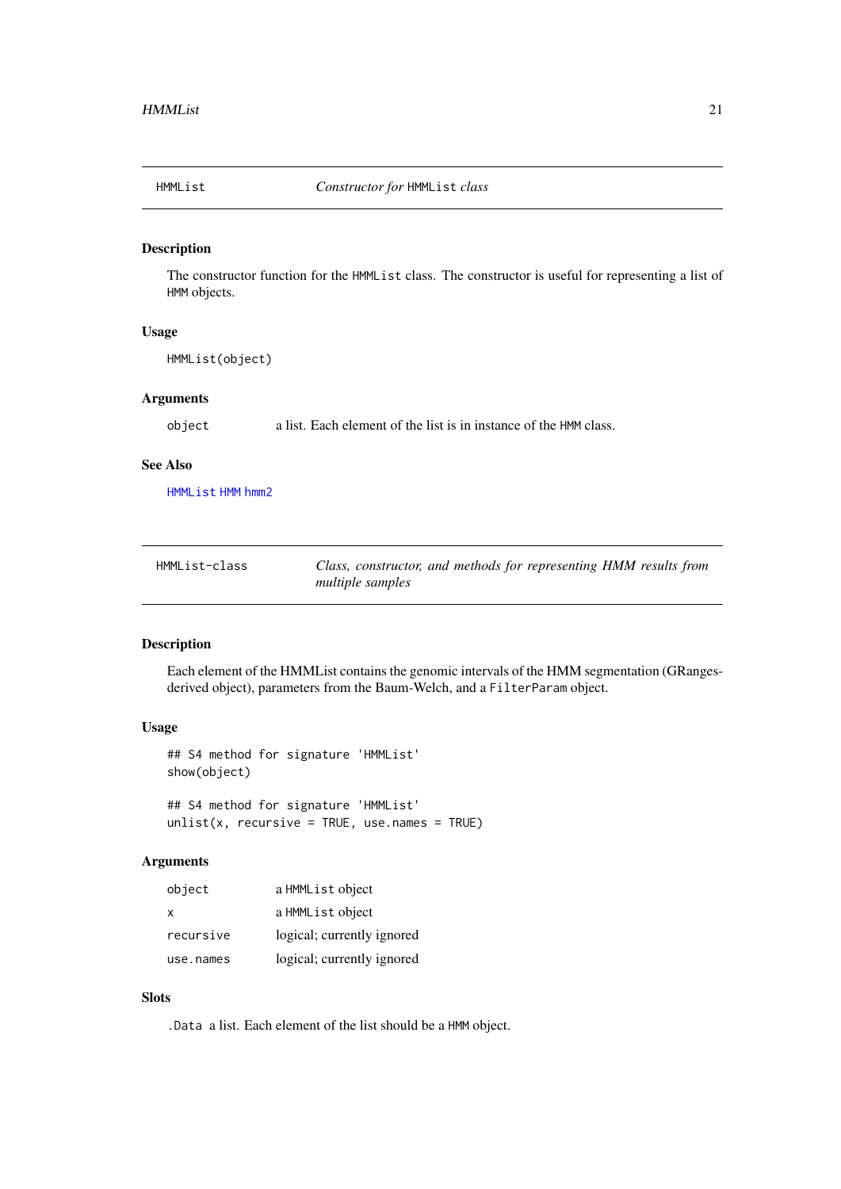## HMMList — *Constructor for* `HMMList` *class*

### Description

The constructor function for the `HMMList` class. The constructor is useful for representing a list of `HMM` objects.

### Usage

```
HMMList(object)
```

### Arguments

| | |
|---|---|
| `object` | a list. Each element of the list is in instance of the `HMM` class. |

### See Also

`HMMList` `HMM` `hmm2`

## HMMList-class — *Class, constructor, and methods for representing HMM results from multiple samples*

### Description

Each element of the HMMList contains the genomic intervals of the HMM segmentation (GRanges-derived object), parameters from the Baum-Welch, and a `FilterParam` object.

### Usage

```
## S4 method for signature 'HMMList'
show(object)

## S4 method for signature 'HMMList'
unlist(x, recursive = TRUE, use.names = TRUE)
```

### Arguments

| | |
|---|---|
| `object` | a `HMMList` object |
| `x` | a `HMMList` object |
| `recursive` | logical; currently ignored |
| `use.names` | logical; currently ignored |

### Slots

`.Data` a list. Each element of the list should be a `HMM` object.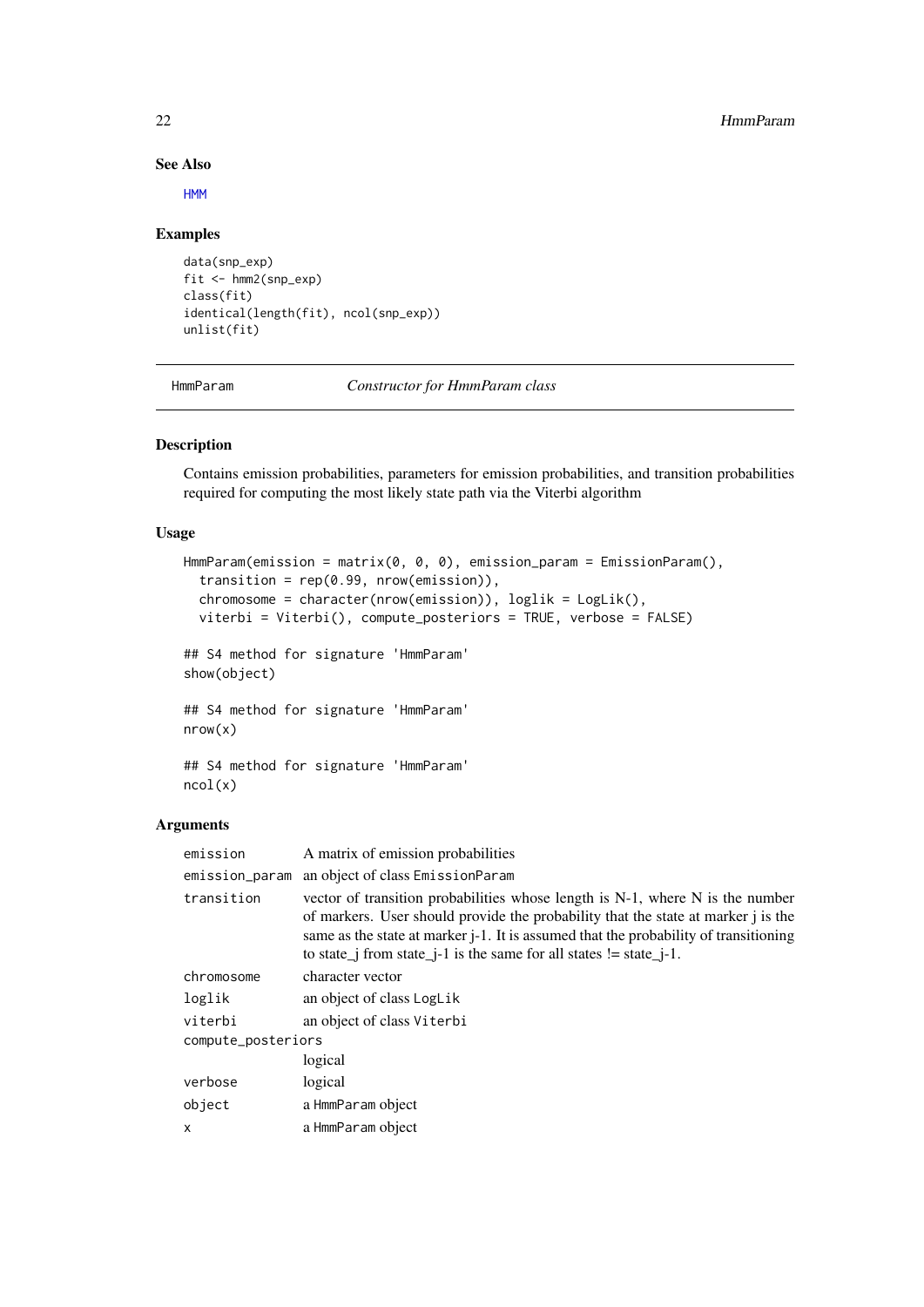### See Also

HMM

### Examples

```
data(snp_exp)
fit <- hmm2(snp_exp)
class(fit)
identical(length(fit), ncol(snp_exp))
unlist(fit)
```

---

## HmmParam — *Constructor for HmmParam class*

### Description

Contains emission probabilities, parameters for emission probabilities, and transition probabilities required for computing the most likely state path via the Viterbi algorithm

### Usage

```
HmmParam(emission = matrix(0, 0, 0), emission_param = EmissionParam(),
  transition = rep(0.99, nrow(emission)),
  chromosome = character(nrow(emission)), loglik = LogLik(),
  viterbi = Viterbi(), compute_posteriors = TRUE, verbose = FALSE)

## S4 method for signature 'HmmParam'
show(object)

## S4 method for signature 'HmmParam'
nrow(x)

## S4 method for signature 'HmmParam'
ncol(x)
```

### Arguments

| | |
|---|---|
| `emission` | A matrix of emission probabilities |
| `emission_param` | an object of class `EmissionParam` |
| `transition` | vector of transition probabilities whose length is N-1, where N is the number of markers. User should provide the probability that the state at marker j is the same as the state at marker j-1. It is assumed that the probability of transitioning to state_j from state_j-1 is the same for all states != state_j-1. |
| `chromosome` | character vector |
| `loglik` | an object of class `LogLik` |
| `viterbi` | an object of class `Viterbi` |
| `compute_posteriors` | logical |
| `verbose` | logical |
| `object` | a `HmmParam` object |
| `x` | a `HmmParam` object |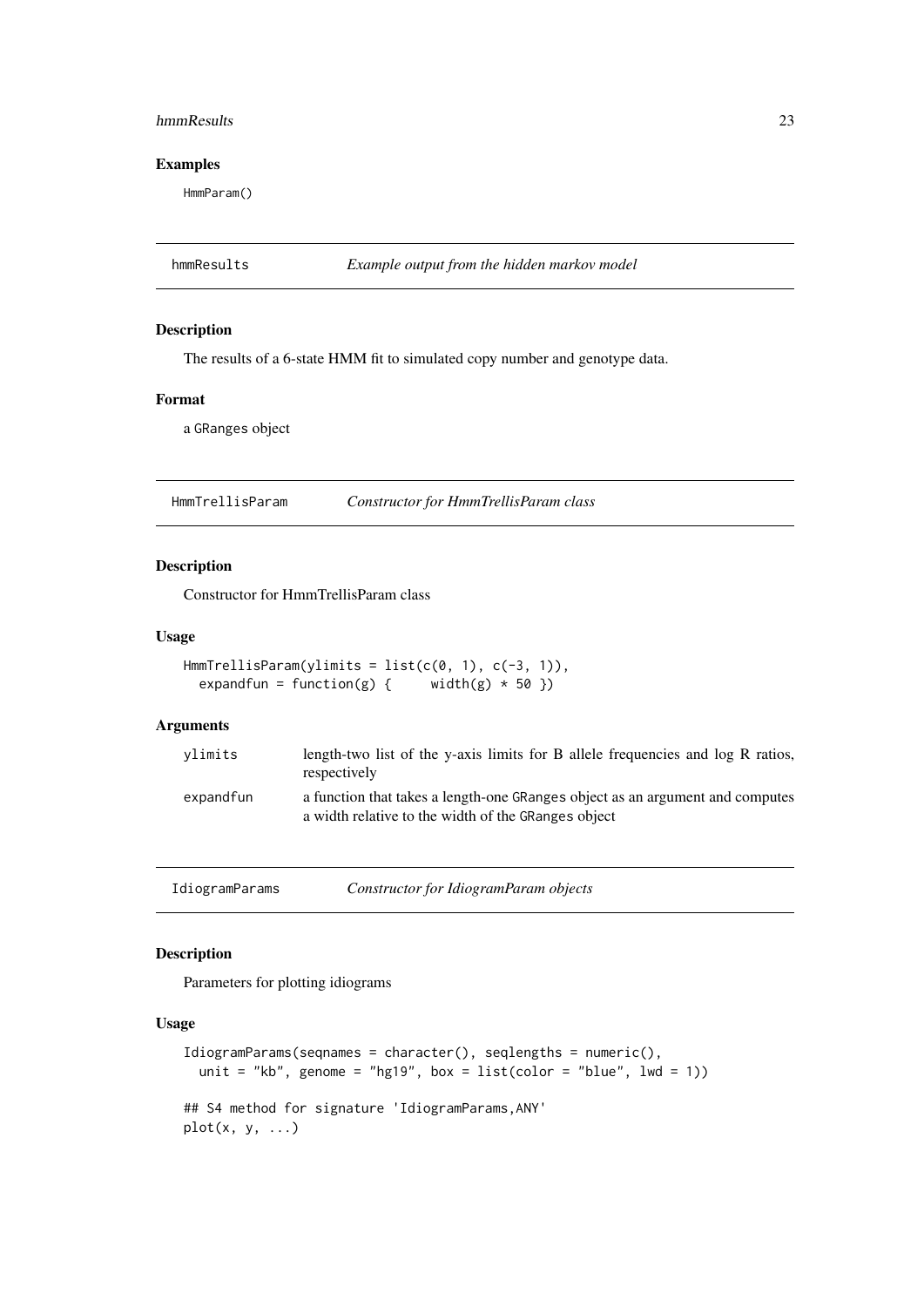### Examples

```
HmmParam()
```

---

## hmmResults — *Example output from the hidden markov model*

### Description

The results of a 6-state HMM fit to simulated copy number and genotype data.

### Format

a `GRanges` object

---

## HmmTrellisParam — *Constructor for HmmTrellisParam class*

### Description

Constructor for HmmTrellisParam class

### Usage

```
HmmTrellisParam(ylimits = list(c(0, 1), c(-3, 1)),
  expandfun = function(g) {     width(g) * 50 })
```

### Arguments

| | |
|---|---|
| `ylimits` | length-two list of the y-axis limits for B allele frequencies and log R ratios, respectively |
| `expandfun` | a function that takes a length-one `GRanges` object as an argument and computes a width relative to the width of the `GRanges` object |

---

## IdiogramParams — *Constructor for IdiogramParam objects*

### Description

Parameters for plotting idiograms

### Usage

```
IdiogramParams(seqnames = character(), seqlengths = numeric(),
  unit = "kb", genome = "hg19", box = list(color = "blue", lwd = 1))

## S4 method for signature 'IdiogramParams,ANY'
plot(x, y, ...)
```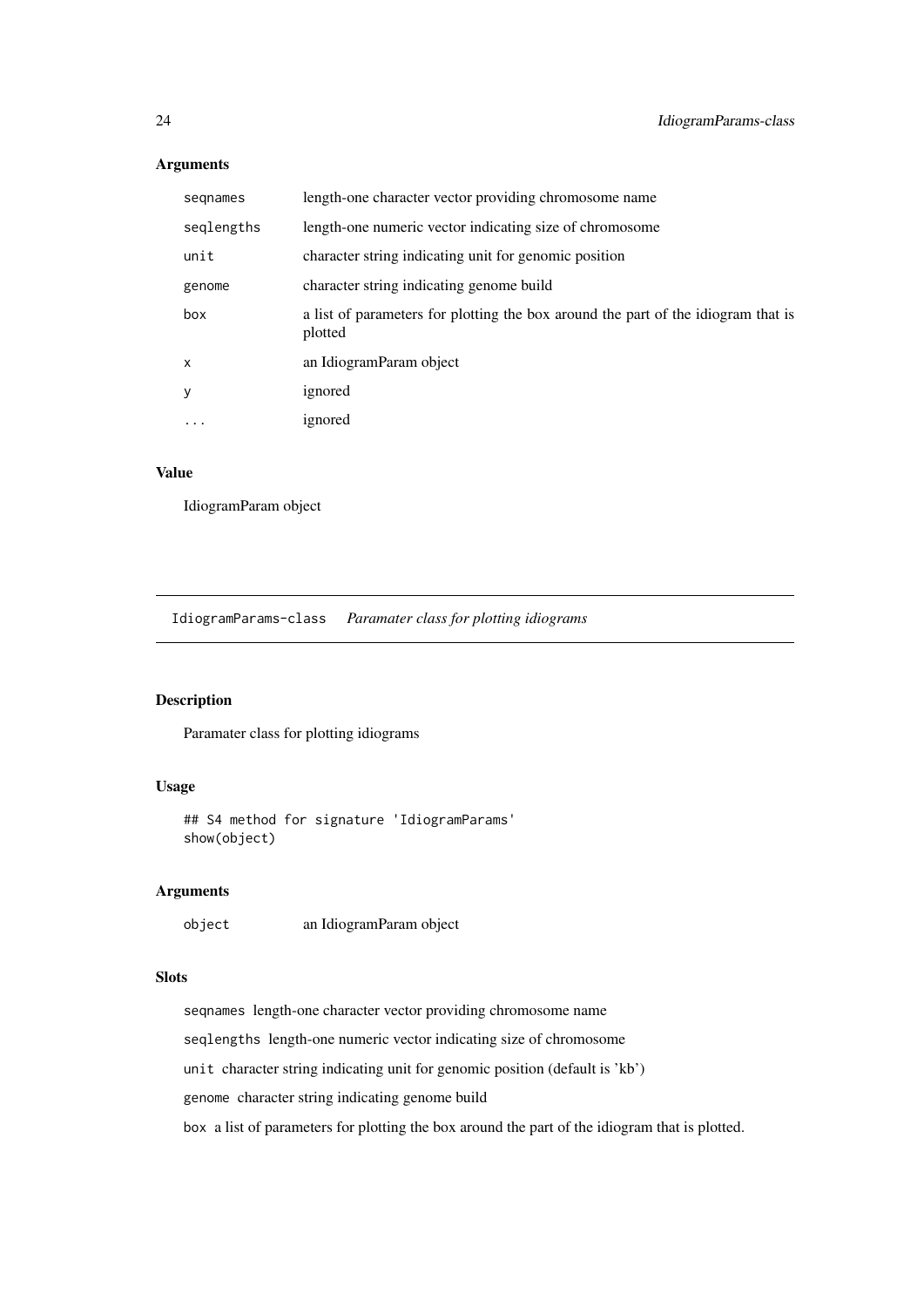## Arguments

| | |
|---|---|
| `seqnames` | length-one character vector providing chromosome name |
| `seqlengths` | length-one numeric vector indicating size of chromosome |
| `unit` | character string indicating unit for genomic position |
| `genome` | character string indicating genome build |
| `box` | a list of parameters for plotting the box around the part of the idiogram that is plotted |
| `x` | an IdiogramParam object |
| `y` | ignored |
| `...` | ignored |

## Value

IdiogramParam object

---

# `IdiogramParams-class` *Paramater class for plotting idiograms*

---

## Description

Paramater class for plotting idiograms

## Usage

```
## S4 method for signature 'IdiogramParams'
show(object)
```

## Arguments

| | |
|---|---|
| `object` | an IdiogramParam object |

## Slots

`seqnames` length-one character vector providing chromosome name

`seqlengths` length-one numeric vector indicating size of chromosome

`unit` character string indicating unit for genomic position (default is 'kb')

`genome` character string indicating genome build

`box` a list of parameters for plotting the box around the part of the idiogram that is plotted.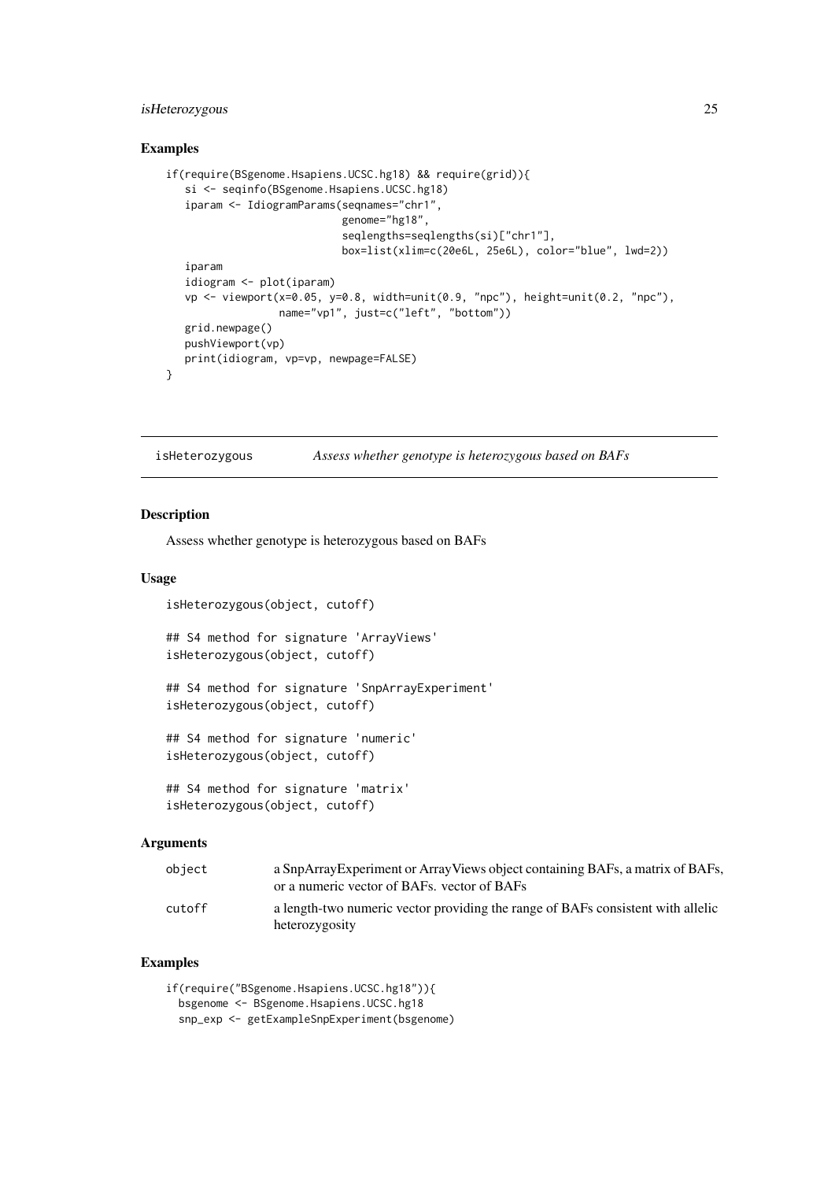## Examples

```
if(require(BSgenome.Hsapiens.UCSC.hg18) && require(grid)){
   si <- seqinfo(BSgenome.Hsapiens.UCSC.hg18)
   iparam <- IdiogramParams(seqnames="chr1",
                            genome="hg18",
                            seqlengths=seqlengths(si)["chr1"],
                            box=list(xlim=c(20e6L, 25e6L), color="blue", lwd=2))
   iparam
   idiogram <- plot(iparam)
   vp <- viewport(x=0.05, y=0.8, width=unit(0.9, "npc"), height=unit(0.2, "npc"),
                  name="vp1", just=c("left", "bottom"))
   grid.newpage()
   pushViewport(vp)
   print(idiogram, vp=vp, newpage=FALSE)
}
```

---

# isHeterozygous *Assess whether genotype is heterozygous based on BAFs*

## Description

Assess whether genotype is heterozygous based on BAFs

## Usage

```
isHeterozygous(object, cutoff)

## S4 method for signature 'ArrayViews'
isHeterozygous(object, cutoff)

## S4 method for signature 'SnpArrayExperiment'
isHeterozygous(object, cutoff)

## S4 method for signature 'numeric'
isHeterozygous(object, cutoff)

## S4 method for signature 'matrix'
isHeterozygous(object, cutoff)
```

## Arguments

| | |
|---|---|
| object | a SnpArrayExperiment or ArrayViews object containing BAFs, a matrix of BAFs, or a numeric vector of BAFs. vector of BAFs |
| cutoff | a length-two numeric vector providing the range of BAFs consistent with allelic heterozygosity |

## Examples

```
if(require("BSgenome.Hsapiens.UCSC.hg18")){
  bsgenome <- BSgenome.Hsapiens.UCSC.hg18
  snp_exp <- getExampleSnpExperiment(bsgenome)
```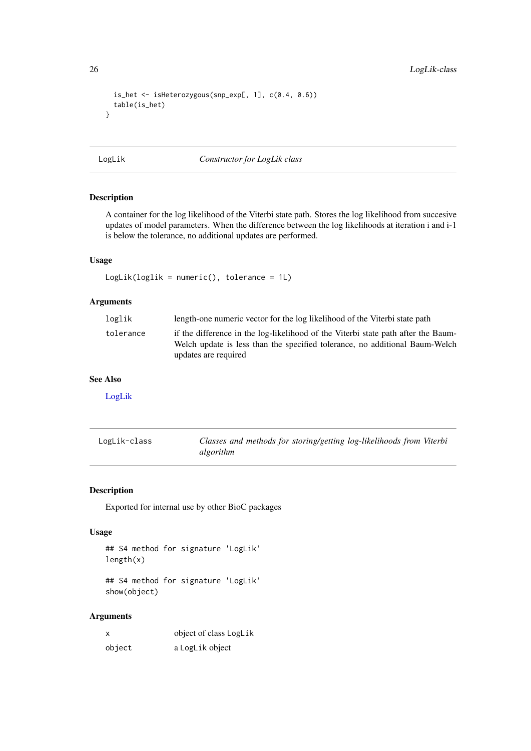```
  is_het <- isHeterozygous(snp_exp[, 1], c(0.4, 0.6))
  table(is_het)
}
```

## LogLik — *Constructor for LogLik class*

### Description

A container for the log likelihood of the Viterbi state path. Stores the log likelihood from succesive updates of model parameters. When the difference between the log likelihoods at iteration i and i-1 is below the tolerance, no additional updates are performed.

### Usage

```
LogLik(loglik = numeric(), tolerance = 1L)
```

### Arguments

| | |
|---|---|
| `loglik` | length-one numeric vector for the log likelihood of the Viterbi state path |
| `tolerance` | if the difference in the log-likelihood of the Viterbi state path after the Baum-Welch update is less than the specified tolerance, no additional Baum-Welch updates are required |

### See Also

LogLik

## LogLik-class — *Classes and methods for storing/getting log-likelihoods from Viterbi algorithm*

### Description

Exported for internal use by other BioC packages

### Usage

```
## S4 method for signature 'LogLik'
length(x)

## S4 method for signature 'LogLik'
show(object)
```

### Arguments

| | |
|---|---|
| `x` | object of class `LogLik` |
| `object` | a `LogLik` object |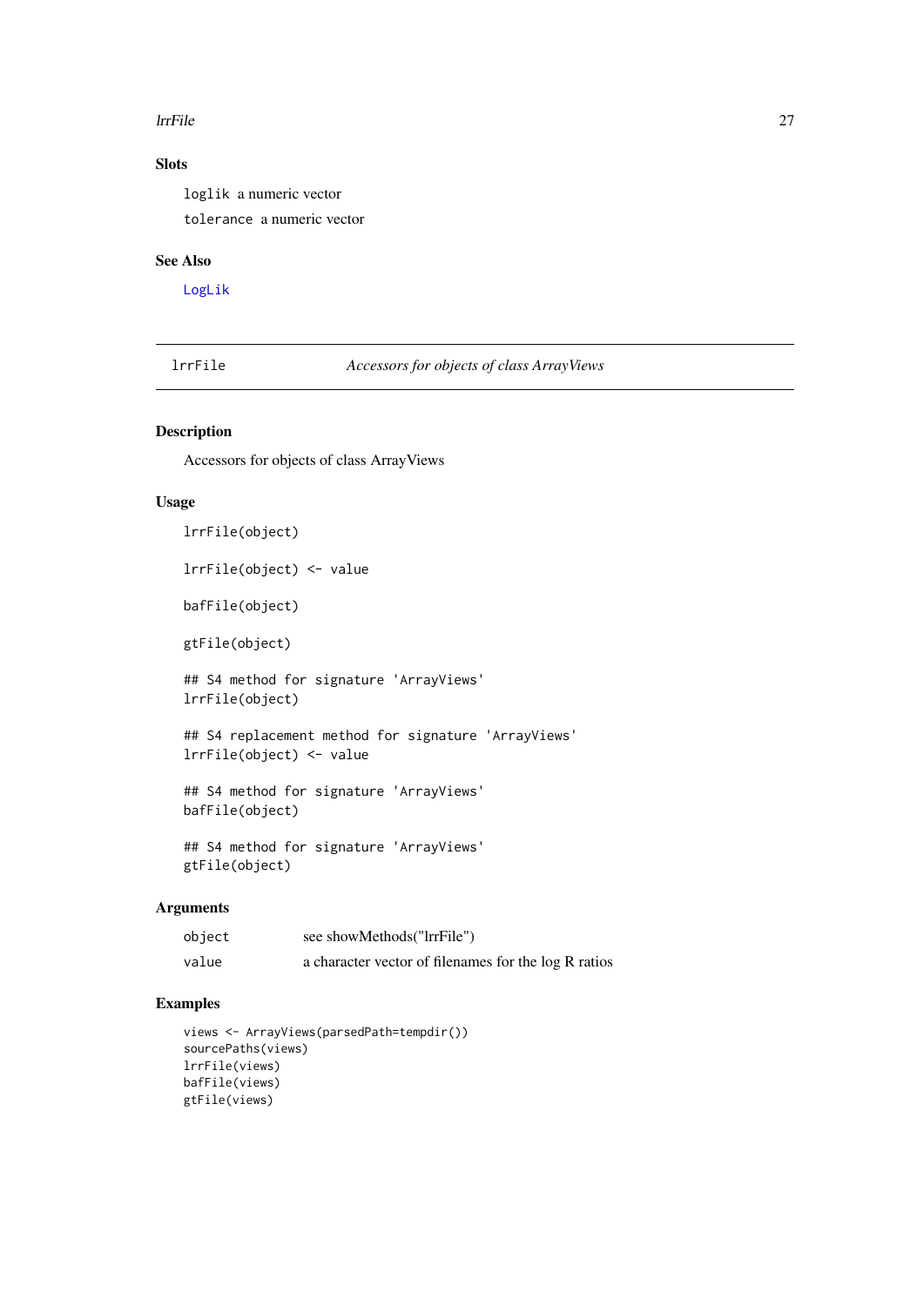### Slots

loglik a numeric vector

tolerance a numeric vector

### See Also

LogLik

---

## lrrFile — *Accessors for objects of class ArrayViews*

### Description

Accessors for objects of class ArrayViews

### Usage

```
lrrFile(object)

lrrFile(object) <- value

bafFile(object)

gtFile(object)

## S4 method for signature 'ArrayViews'
lrrFile(object)

## S4 replacement method for signature 'ArrayViews'
lrrFile(object) <- value

## S4 method for signature 'ArrayViews'
bafFile(object)

## S4 method for signature 'ArrayViews'
gtFile(object)
```

### Arguments

| | |
|---|---|
| object | see showMethods("lrrFile") |
| value | a character vector of filenames for the log R ratios |

### Examples

```
views <- ArrayViews(parsedPath=tempdir())
sourcePaths(views)
lrrFile(views)
bafFile(views)
gtFile(views)
```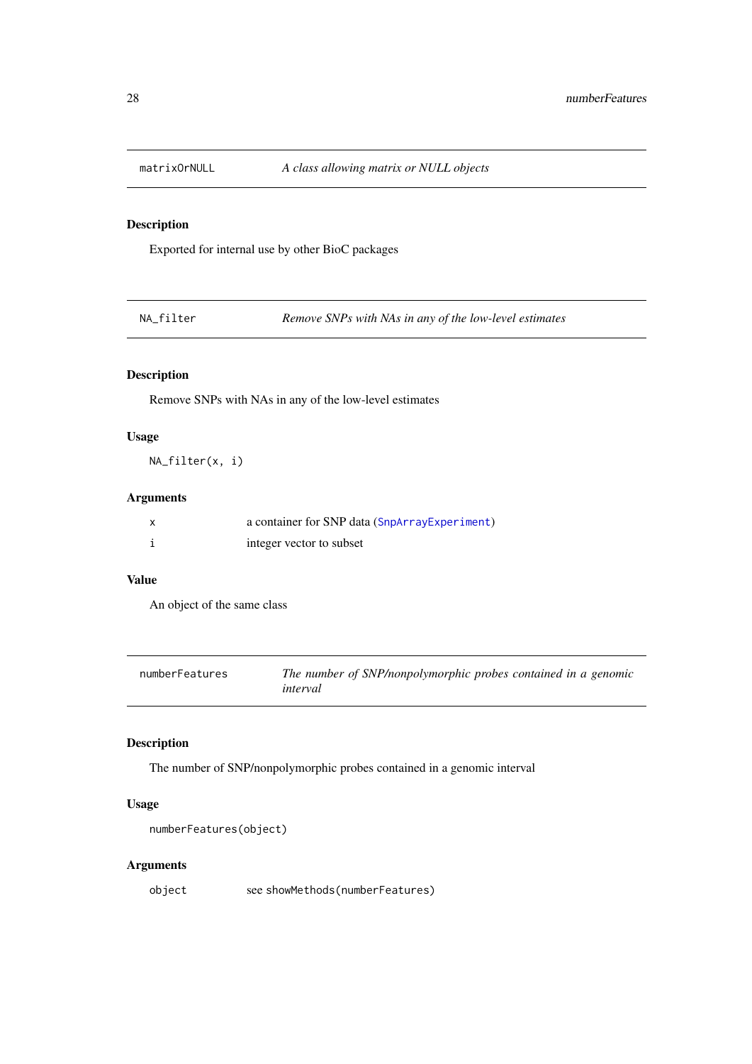## matrixOrNULL — *A class allowing matrix or NULL objects*

### Description

Exported for internal use by other BioC packages

## NA_filter — *Remove SNPs with NAs in any of the low-level estimates*

### Description

Remove SNPs with NAs in any of the low-level estimates

### Usage

```
NA_filter(x, i)
```

### Arguments

| | |
|---|---|
| x | a container for SNP data (SnpArrayExperiment) |
| i | integer vector to subset |

### Value

An object of the same class

## numberFeatures — *The number of SNP/nonpolymorphic probes contained in a genomic interval*

### Description

The number of SNP/nonpolymorphic probes contained in a genomic interval

### Usage

```
numberFeatures(object)
```

### Arguments

| | |
|---|---|
| object | see showMethods(numberFeatures) |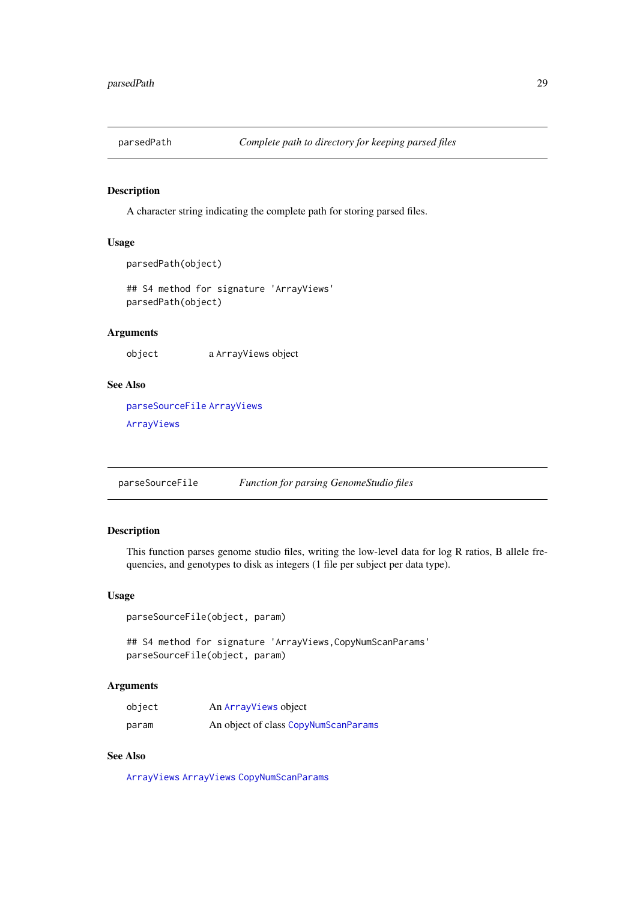## parsedPath — *Complete path to directory for keeping parsed files*

### Description

A character string indicating the complete path for storing parsed files.

### Usage

```
parsedPath(object)

## S4 method for signature 'ArrayViews'
parsedPath(object)
```

### Arguments

| | |
|---|---|
| object | a ArrayViews object |

### See Also

parseSourceFile ArrayViews

ArrayViews

## parseSourceFile — *Function for parsing GenomeStudio files*

### Description

This function parses genome studio files, writing the low-level data for log R ratios, B allele frequencies, and genotypes to disk as integers (1 file per subject per data type).

### Usage

```
parseSourceFile(object, param)

## S4 method for signature 'ArrayViews,CopyNumScanParams'
parseSourceFile(object, param)
```

### Arguments

| | |
|---|---|
| object | An ArrayViews object |
| param | An object of class CopyNumScanParams |

### See Also

ArrayViews ArrayViews CopyNumScanParams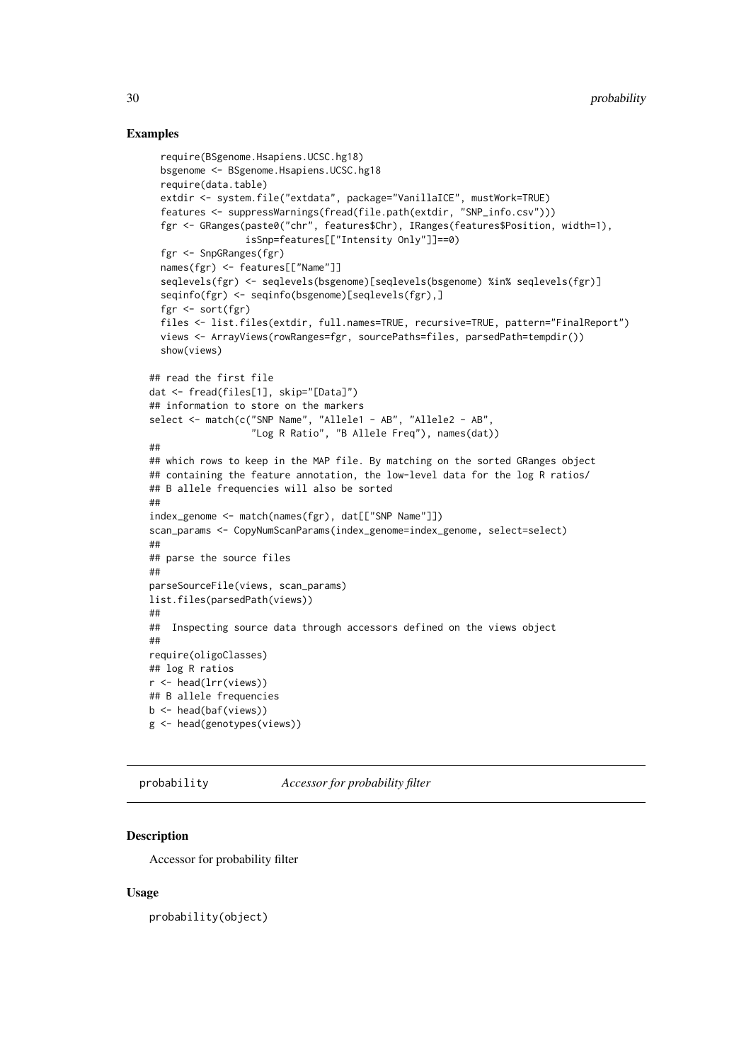## Examples

```
    require(BSgenome.Hsapiens.UCSC.hg18)
    bsgenome <- BSgenome.Hsapiens.UCSC.hg18
    require(data.table)
    extdir <- system.file("extdata", package="VanillaICE", mustWork=TRUE)
    features <- suppressWarnings(fread(file.path(extdir, "SNP_info.csv")))
    fgr <- GRanges(paste0("chr", features$Chr), IRanges(features$Position, width=1),
                   isSnp=features[["Intensity Only"]]==0)
    fgr <- SnpGRanges(fgr)
    names(fgr) <- features[["Name"]]
    seqlevels(fgr) <- seqlevels(bsgenome)[seqlevels(bsgenome) %in% seqlevels(fgr)]
    seqinfo(fgr) <- seqinfo(bsgenome)[seqlevels(fgr),]
    fgr <- sort(fgr)
    files <- list.files(extdir, full.names=TRUE, recursive=TRUE, pattern="FinalReport")
    views <- ArrayViews(rowRanges=fgr, sourcePaths=files, parsedPath=tempdir())
    show(views)

## read the first file
dat <- fread(files[1], skip="[Data]")
## information to store on the markers
select <- match(c("SNP Name", "Allele1 - AB", "Allele2 - AB",
                  "Log R Ratio", "B Allele Freq"), names(dat))
##
## which rows to keep in the MAP file. By matching on the sorted GRanges object
## containing the feature annotation, the low-level data for the log R ratios/
## B allele frequencies will also be sorted
##
index_genome <- match(names(fgr), dat[["SNP Name"]])
scan_params <- CopyNumScanParams(index_genome=index_genome, select=select)
##
## parse the source files
##
parseSourceFile(views, scan_params)
list.files(parsedPath(views))
##
##  Inspecting source data through accessors defined on the views object
##
require(oligoClasses)
## log R ratios
r <- head(lrr(views))
## B allele frequencies
b <- head(baf(views))
g <- head(genotypes(views))
```

---

# probability *Accessor for probability filter*

## Description

Accessor for probability filter

## Usage

```
probability(object)
```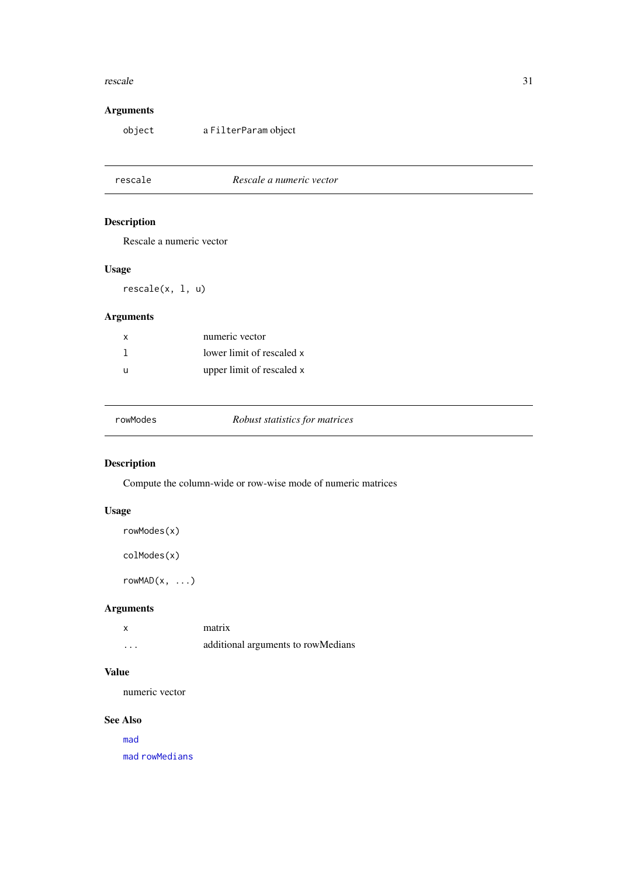### Arguments

| | |
|---|---|
| `object` | a `FilterParam` object |

---

## `rescale` — *Rescale a numeric vector*

---

### Description

Rescale a numeric vector

### Usage

```
rescale(x, l, u)
```

### Arguments

| | |
|---|---|
| `x` | numeric vector |
| `l` | lower limit of rescaled `x` |
| `u` | upper limit of rescaled `x` |

---

## `rowModes` — *Robust statistics for matrices*

---

### Description

Compute the column-wide or row-wise mode of numeric matrices

### Usage

```
rowModes(x)

colModes(x)

rowMAD(x, ...)
```

### Arguments

| | |
|---|---|
| `x` | matrix |
| `...` | additional arguments to rowMedians |

### Value

numeric vector

### See Also

`mad`

`mad` `rowMedians`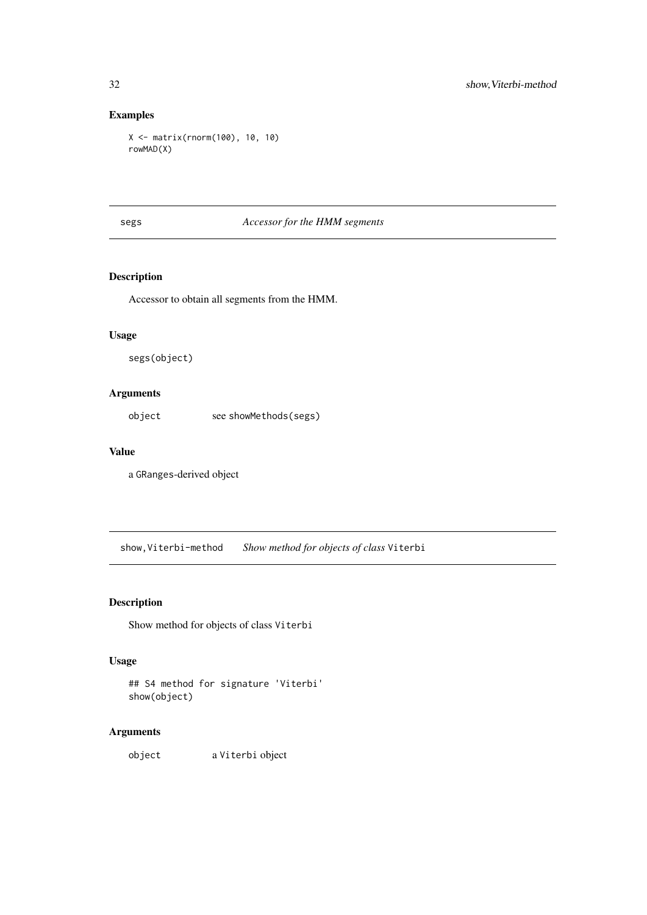## Examples

```
X <- matrix(rnorm(100), 10, 10)
rowMAD(X)
```

---

# segs — *Accessor for the HMM segments*

## Description

Accessor to obtain all segments from the HMM.

## Usage

```
segs(object)
```

## Arguments

| | |
|---|---|
| object | see `showMethods(segs)` |

## Value

a `GRanges`-derived object

---

# show,Viterbi-method — *Show method for objects of class* `Viterbi`

## Description

Show method for objects of class `Viterbi`

## Usage

```
## S4 method for signature 'Viterbi'
show(object)
```

## Arguments

| | |
|---|---|
| object | a `Viterbi` object |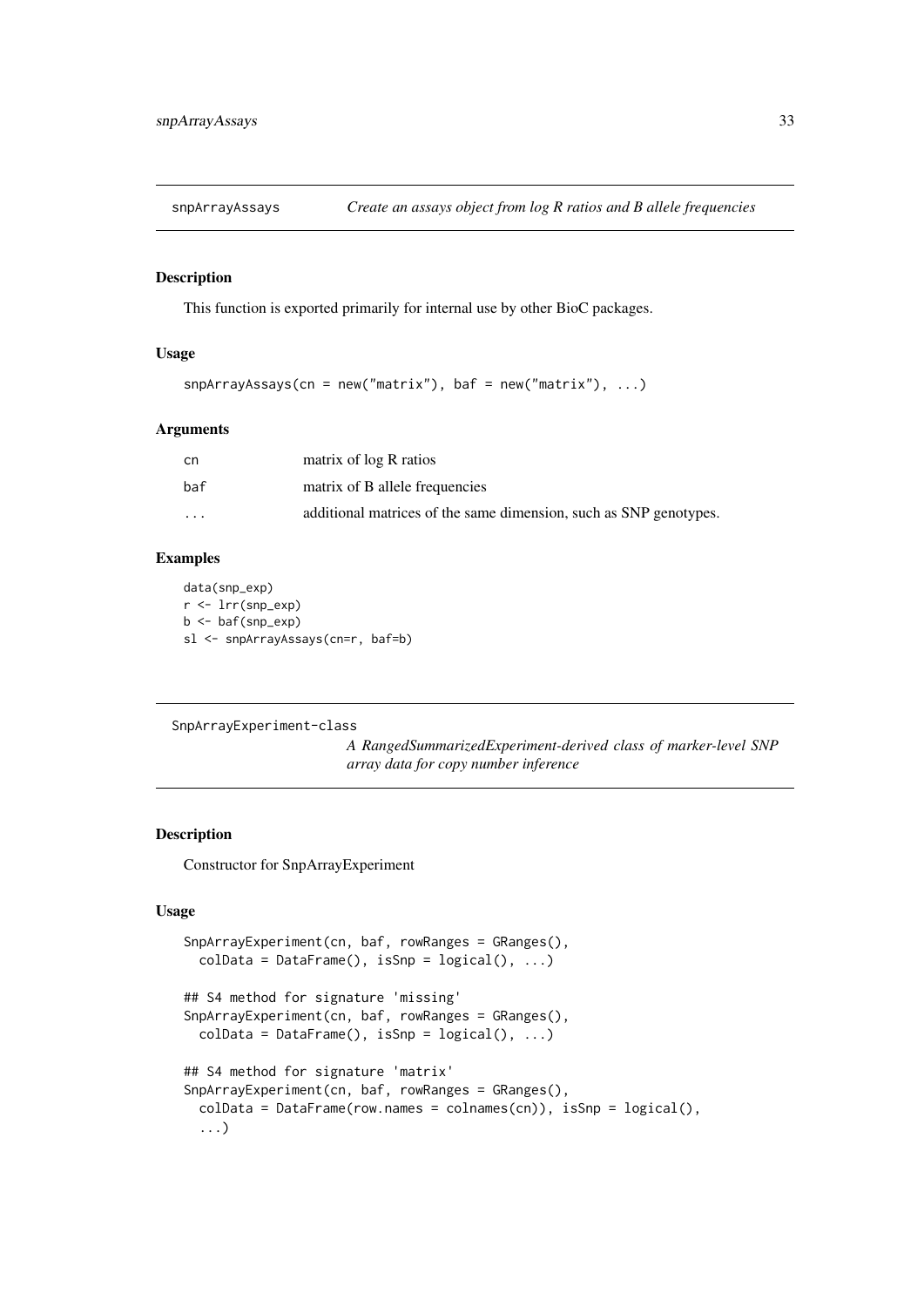## snpArrayAssays — *Create an assays object from log R ratios and B allele frequencies*

### Description

This function is exported primarily for internal use by other BioC packages.

### Usage

```
snpArrayAssays(cn = new("matrix"), baf = new("matrix"), ...)
```

### Arguments

| | |
|---|---|
| cn | matrix of log R ratios |
| baf | matrix of B allele frequencies |
| ... | additional matrices of the same dimension, such as SNP genotypes. |

### Examples

```
data(snp_exp)
r <- lrr(snp_exp)
b <- baf(snp_exp)
sl <- snpArrayAssays(cn=r, baf=b)
```

## SnpArrayExperiment-class — *A RangedSummarizedExperiment-derived class of marker-level SNP array data for copy number inference*

### Description

Constructor for SnpArrayExperiment

### Usage

```
SnpArrayExperiment(cn, baf, rowRanges = GRanges(),
  colData = DataFrame(), isSnp = logical(), ...)

## S4 method for signature 'missing'
SnpArrayExperiment(cn, baf, rowRanges = GRanges(),
  colData = DataFrame(), isSnp = logical(), ...)

## S4 method for signature 'matrix'
SnpArrayExperiment(cn, baf, rowRanges = GRanges(),
  colData = DataFrame(row.names = colnames(cn)), isSnp = logical(),
  ...)
```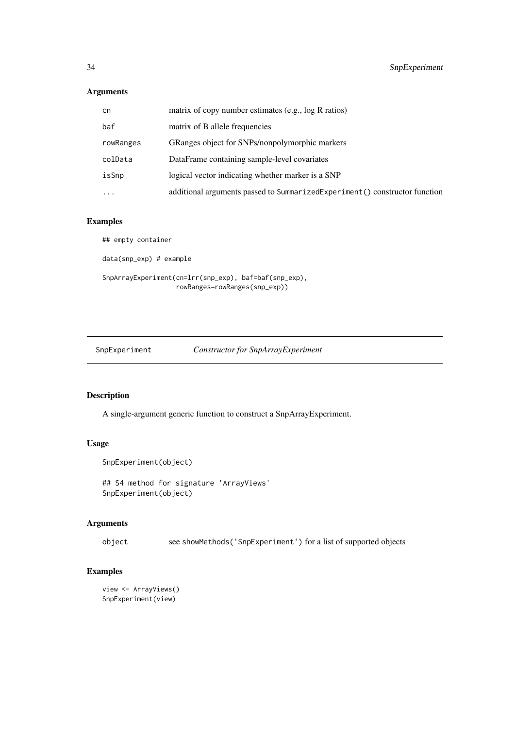## Arguments

| | |
|---|---|
| cn | matrix of copy number estimates (e.g., log R ratios) |
| baf | matrix of B allele frequencies |
| rowRanges | GRanges object for SNPs/nonpolymorphic markers |
| colData | DataFrame containing sample-level covariates |
| isSnp | logical vector indicating whether marker is a SNP |
| ... | additional arguments passed to `SummarizedExperiment()` constructor function |

## Examples

```
## empty container

data(snp_exp) # example

SnpArrayExperiment(cn=lrr(snp_exp), baf=baf(snp_exp),
                   rowRanges=rowRanges(snp_exp))
```

---

# SnpExperiment — *Constructor for SnpArrayExperiment*

---

## Description

A single-argument generic function to construct a SnpArrayExperiment.

## Usage

```
SnpExperiment(object)

## S4 method for signature 'ArrayViews'
SnpExperiment(object)
```

## Arguments

| | |
|---|---|
| object | see `showMethods('SnpExperiment')` for a list of supported objects |

## Examples

```
view <- ArrayViews()
SnpExperiment(view)
```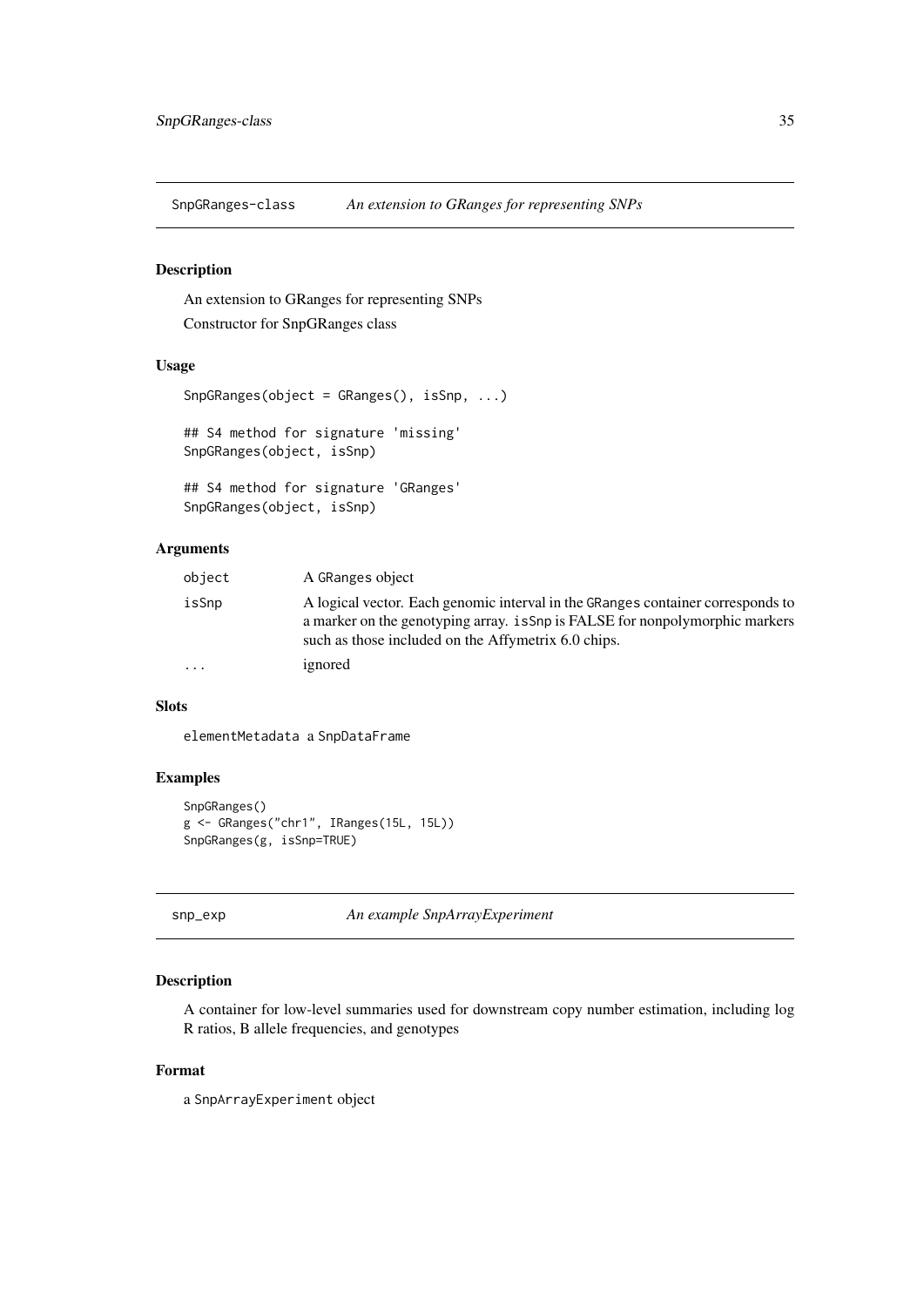# SnpGRanges-class *An extension to GRanges for representing SNPs*

## Description

An extension to GRanges for representing SNPs

Constructor for SnpGRanges class

## Usage

```
SnpGRanges(object = GRanges(), isSnp, ...)

## S4 method for signature 'missing'
SnpGRanges(object, isSnp)

## S4 method for signature 'GRanges'
SnpGRanges(object, isSnp)
```

## Arguments

| | |
|---|---|
| `object` | A GRanges object |
| `isSnp` | A logical vector. Each genomic interval in the GRanges container corresponds to a marker on the genotyping array. isSnp is FALSE for nonpolymorphic markers such as those included on the Affymetrix 6.0 chips. |
| `...` | ignored |

## Slots

`elementMetadata` a `SnpDataFrame`

## Examples

```
SnpGRanges()
g <- GRanges("chr1", IRanges(15L, 15L))
SnpGRanges(g, isSnp=TRUE)
```

# snp_exp *An example SnpArrayExperiment*

## Description

A container for low-level summaries used for downstream copy number estimation, including log R ratios, B allele frequencies, and genotypes

## Format

a `SnpArrayExperiment` object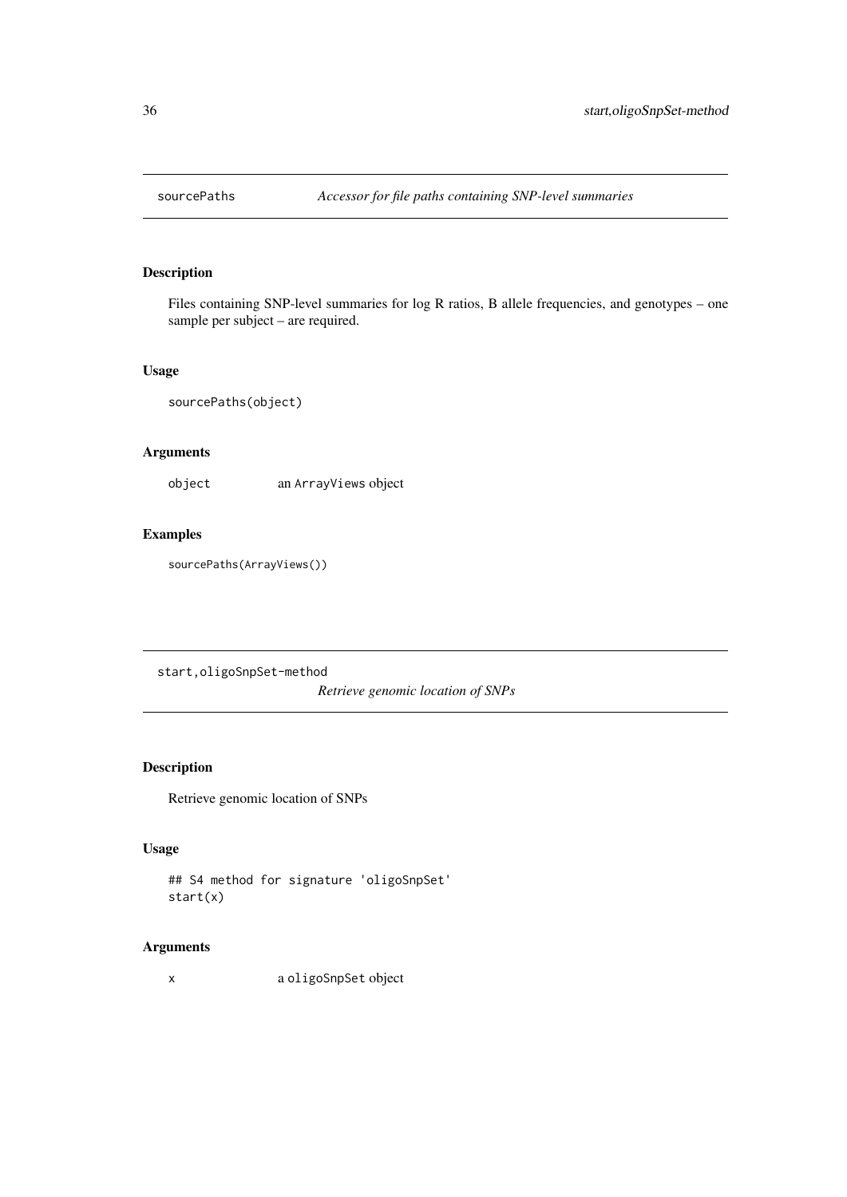## sourcePaths — *Accessor for file paths containing SNP-level summaries*

### Description

Files containing SNP-level summaries for log R ratios, B allele frequencies, and genotypes – one sample per subject – are required.

### Usage

```
sourcePaths(object)
```

### Arguments

| | |
|---|---|
| object | an `ArrayViews` object |

### Examples

```
sourcePaths(ArrayViews())
```

## start,oligoSnpSet-method — *Retrieve genomic location of SNPs*

### Description

Retrieve genomic location of SNPs

### Usage

```
## S4 method for signature 'oligoSnpSet'
start(x)
```

### Arguments

| | |
|---|---|
| x | a `oligoSnpSet` object |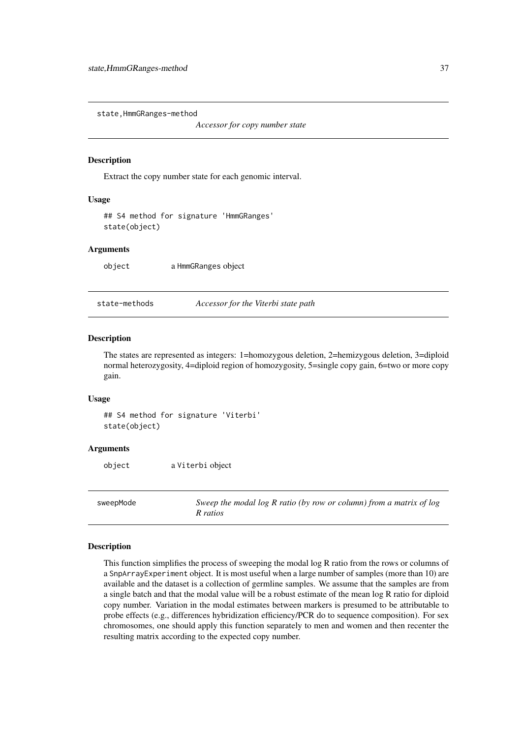## state,HmmGRanges-method

*Accessor for copy number state*

### Description

Extract the copy number state for each genomic interval.

### Usage

```
## S4 method for signature 'HmmGRanges'
state(object)
```

### Arguments

`object` a `HmmGRanges` object

## state-methods

*Accessor for the Viterbi state path*

### Description

The states are represented as integers: 1=homozygous deletion, 2=hemizygous deletion, 3=diploid normal heterozygosity, 4=diploid region of homozygosity, 5=single copy gain, 6=two or more copy gain.

### Usage

```
## S4 method for signature 'Viterbi'
state(object)
```

### Arguments

`object` a `Viterbi` object

## sweepMode

*Sweep the modal log R ratio (by row or column) from a matrix of log R ratios*

### Description

This function simplifies the process of sweeping the modal log R ratio from the rows or columns of a `SnpArrayExperiment` object. It is most useful when a large number of samples (more than 10) are available and the dataset is a collection of germline samples. We assume that the samples are from a single batch and that the modal value will be a robust estimate of the mean log R ratio for diploid copy number. Variation in the modal estimates between markers is presumed to be attributable to probe effects (e.g., differences hybridization efficiency/PCR do to sequence composition). For sex chromosomes, one should apply this function separately to men and women and then recenter the resulting matrix according to the expected copy number.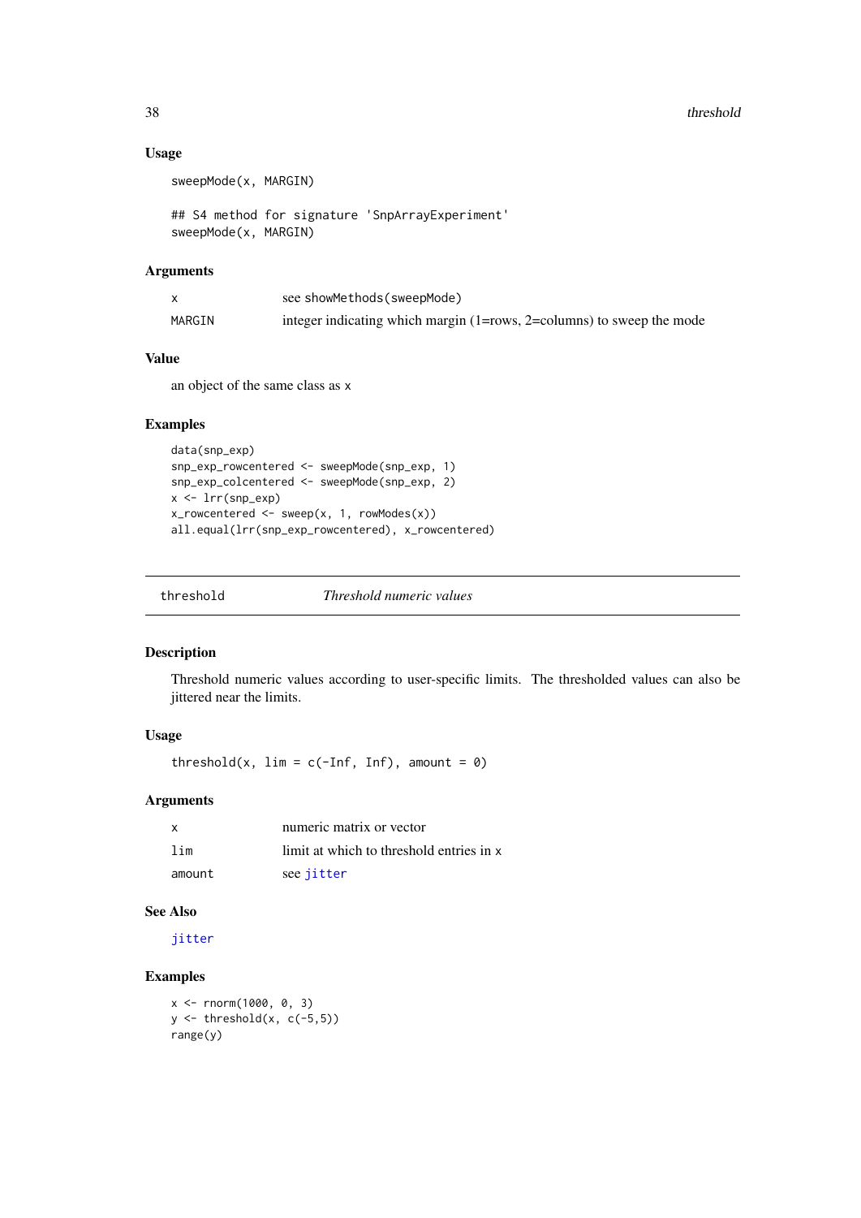### Usage

```
sweepMode(x, MARGIN)

## S4 method for signature 'SnpArrayExperiment'
sweepMode(x, MARGIN)
```

### Arguments

| | |
|---|---|
| x | see showMethods(sweepMode) |
| MARGIN | integer indicating which margin (1=rows, 2=columns) to sweep the mode |

### Value

an object of the same class as x

### Examples

```
data(snp_exp)
snp_exp_rowcentered <- sweepMode(snp_exp, 1)
snp_exp_colcentered <- sweepMode(snp_exp, 2)
x <- lrr(snp_exp)
x_rowcentered <- sweep(x, 1, rowModes(x))
all.equal(lrr(snp_exp_rowcentered), x_rowcentered)
```

---

## threshold &nbsp;&nbsp;&nbsp; *Threshold numeric values*

### Description

Threshold numeric values according to user-specific limits. The thresholded values can also be jittered near the limits.

### Usage

```
threshold(x, lim = c(-Inf, Inf), amount = 0)
```

### Arguments

| | |
|---|---|
| x | numeric matrix or vector |
| lim | limit at which to threshold entries in x |
| amount | see jitter |

### See Also

jitter

### Examples

```
x <- rnorm(1000, 0, 3)
y <- threshold(x, c(-5,5))
range(y)
```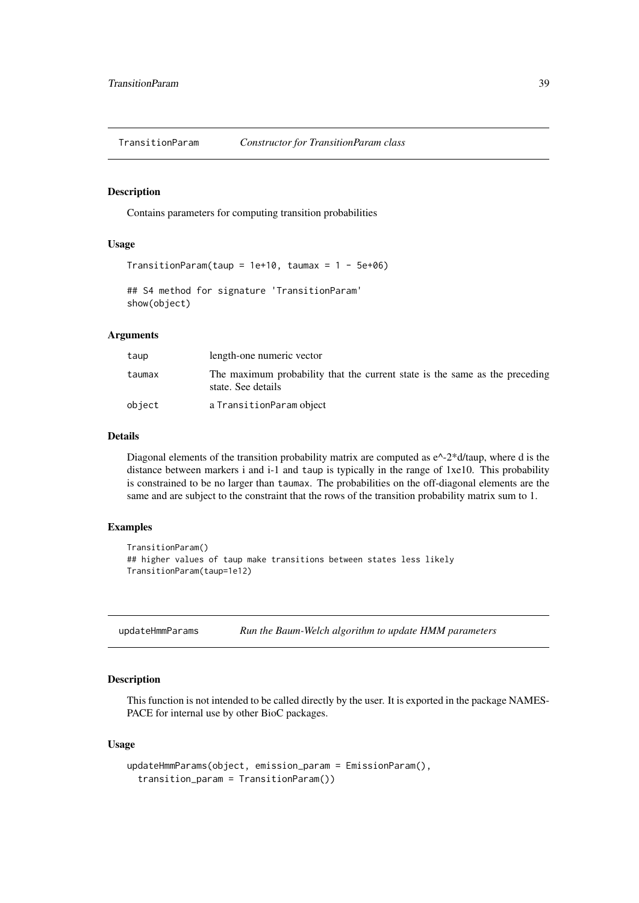## TransitionParam *Constructor for TransitionParam class*

### Description

Contains parameters for computing transition probabilities

### Usage

```
TransitionParam(taup = 1e+10, taumax = 1 - 5e+06)

## S4 method for signature 'TransitionParam'
show(object)
```

### Arguments

| | |
|---|---|
| taup | length-one numeric vector |
| taumax | The maximum probability that the current state is the same as the preceding state. See details |
| object | a TransitionParam object |

### Details

Diagonal elements of the transition probability matrix are computed as e^-2*d/taup, where d is the distance between markers i and i-1 and taup is typically in the range of 1xe10. This probability is constrained to be no larger than taumax. The probabilities on the off-diagonal elements are the same and are subject to the constraint that the rows of the transition probability matrix sum to 1.

### Examples

```
TransitionParam()
## higher values of taup make transitions between states less likely
TransitionParam(taup=1e12)
```

## updateHmmParams *Run the Baum-Welch algorithm to update HMM parameters*

### Description

This function is not intended to be called directly by the user. It is exported in the package NAMESPACE for internal use by other BioC packages.

### Usage

```
updateHmmParams(object, emission_param = EmissionParam(),
  transition_param = TransitionParam())
```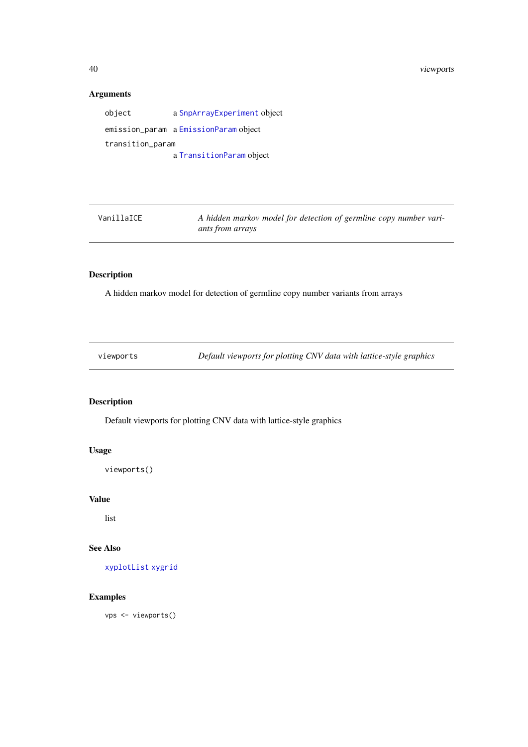### Arguments

| | |
|---|---|
| object | a `SnpArrayExperiment` object |
| emission_param | a `EmissionParam` object |
| transition_param | a `TransitionParam` object |

---

| | |
|---|---|
| VanillaICE | *A hidden markov model for detection of germline copy number variants from arrays* |

---

### Description

A hidden markov model for detection of germline copy number variants from arrays

---

| | |
|---|---|
| viewports | *Default viewports for plotting CNV data with lattice-style graphics* |

---

### Description

Default viewports for plotting CNV data with lattice-style graphics

### Usage

```
viewports()
```

### Value

list

### See Also

`xyplotList` `xygrid`

### Examples

```
vps <- viewports()
```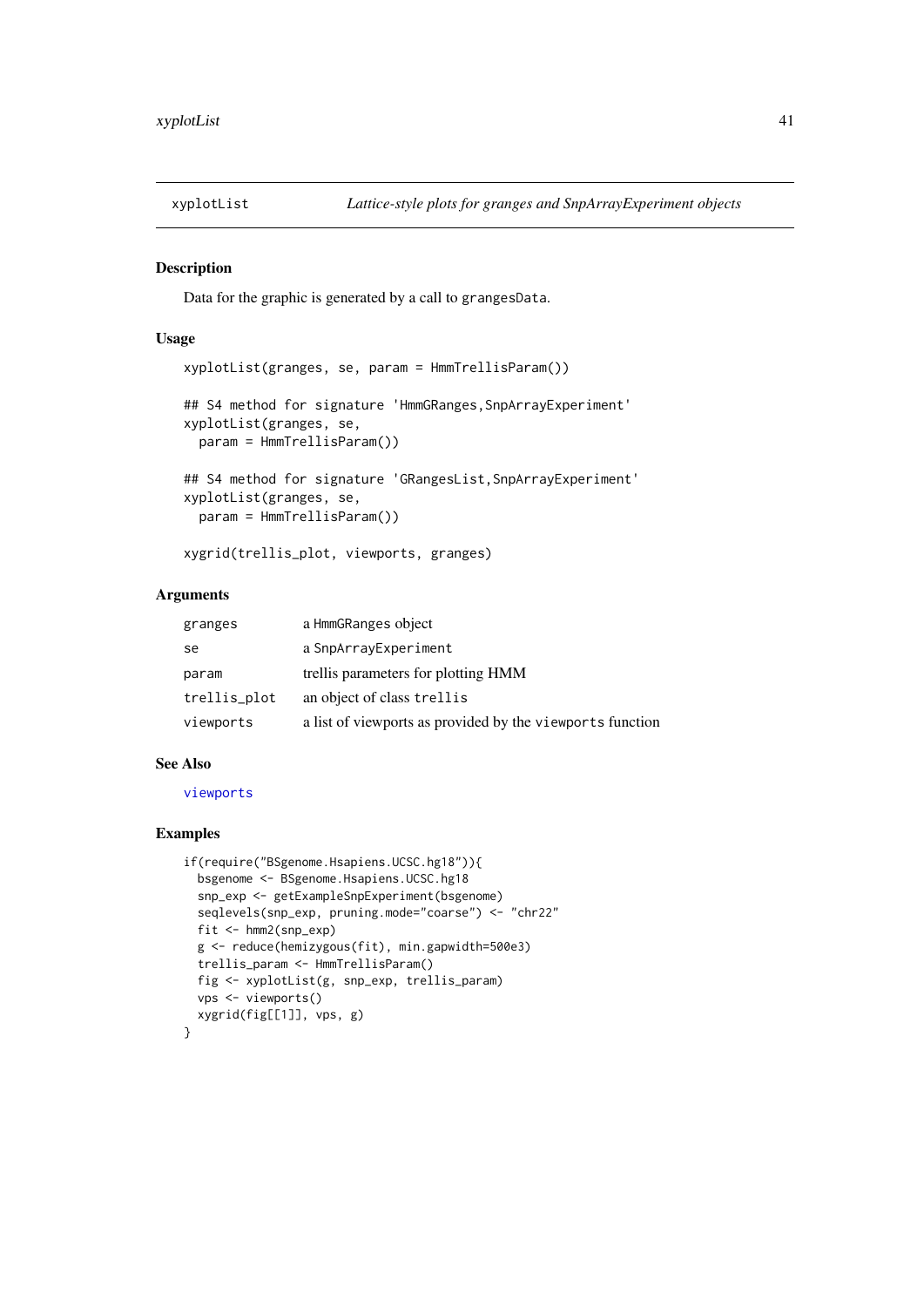# xyplotList *Lattice-style plots for granges and SnpArrayExperiment objects*

## Description

Data for the graphic is generated by a call to `grangesData`.

## Usage

```
xyplotList(granges, se, param = HmmTrellisParam())

## S4 method for signature 'HmmGRanges,SnpArrayExperiment'
xyplotList(granges, se,
  param = HmmTrellisParam())

## S4 method for signature 'GRangesList,SnpArrayExperiment'
xyplotList(granges, se,
  param = HmmTrellisParam())

xygrid(trellis_plot, viewports, granges)
```

## Arguments

| | |
|---|---|
| granges | a `HmmGRanges` object |
| se | a `SnpArrayExperiment` |
| param | trellis parameters for plotting HMM |
| trellis_plot | an object of class `trellis` |
| viewports | a list of viewports as provided by the `viewports` function |

## See Also

`viewports`

## Examples

```
if(require("BSgenome.Hsapiens.UCSC.hg18")){
  bsgenome <- BSgenome.Hsapiens.UCSC.hg18
  snp_exp <- getExampleSnpExperiment(bsgenome)
  seqlevels(snp_exp, pruning.mode="coarse") <- "chr22"
  fit <- hmm2(snp_exp)
  g <- reduce(hemizygous(fit), min.gapwidth=500e3)
  trellis_param <- HmmTrellisParam()
  fig <- xyplotList(g, snp_exp, trellis_param)
  vps <- viewports()
  xygrid(fig[[1]], vps, g)
}
```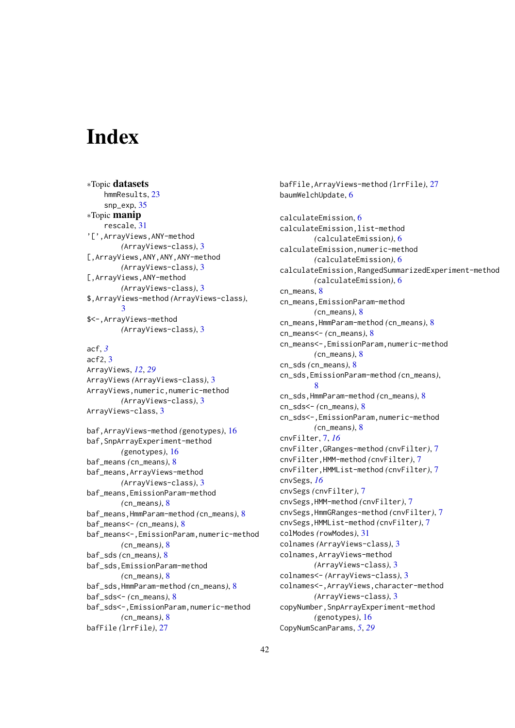# Index

*Topic **datasets**
  hmmResults, 23
  snp_exp, 35
*Topic **manip**
  rescale, 31
'[',ArrayViews,ANY-method
    *(ArrayViews-class)*, 3
[,ArrayViews,ANY,ANY,ANY-method
    *(ArrayViews-class)*, 3
[,ArrayViews,ANY-method
    *(ArrayViews-class)*, 3
$,ArrayViews-method *(ArrayViews-class)*,
    3
$<-,ArrayViews-method
    *(ArrayViews-class)*, 3

acf, *3*
acf2, 3
ArrayViews, *12*, *29*
ArrayViews *(ArrayViews-class)*, 3
ArrayViews,numeric,numeric-method
    *(ArrayViews-class)*, 3
ArrayViews-class, 3

baf,ArrayViews-method *(genotypes)*, 16
baf,SnpArrayExperiment-method
    *(genotypes)*, 16
baf_means *(cn_means)*, 8
baf_means,ArrayViews-method
    *(ArrayViews-class)*, 3
baf_means,EmissionParam-method
    *(cn_means)*, 8
baf_means,HmmParam-method *(cn_means)*, 8
baf_means<- *(cn_means)*, 8
baf_means<-,EmissionParam,numeric-method
    *(cn_means)*, 8
baf_sds *(cn_means)*, 8
baf_sds,EmissionParam-method
    *(cn_means)*, 8
baf_sds,HmmParam-method *(cn_means)*, 8
baf_sds<- *(cn_means)*, 8
baf_sds<-,EmissionParam,numeric-method
    *(cn_means)*, 8
bafFile *(lrrFile)*, 27
bafFile,ArrayViews-method *(lrrFile)*, 27
baumWelchUpdate, 6

calculateEmission, 6
calculateEmission,list-method
    *(calculateEmission)*, 6
calculateEmission,numeric-method
    *(calculateEmission)*, 6
calculateEmission,RangedSummarizedExperiment-method
    *(calculateEmission)*, 6
cn_means, 8
cn_means,EmissionParam-method
    *(cn_means)*, 8
cn_means,HmmParam-method *(cn_means)*, 8
cn_means<- *(cn_means)*, 8
cn_means<-,EmissionParam,numeric-method
    *(cn_means)*, 8
cn_sds *(cn_means)*, 8
cn_sds,EmissionParam-method *(cn_means)*,
    8
cn_sds,HmmParam-method *(cn_means)*, 8
cn_sds<- *(cn_means)*, 8
cn_sds<-,EmissionParam,numeric-method
    *(cn_means)*, 8
cnvFilter, 7, *16*
cnvFilter,GRanges-method *(cnvFilter)*, 7
cnvFilter,HMM-method *(cnvFilter)*, 7
cnvFilter,HMMList-method *(cnvFilter)*, 7
cnvSegs, *16*
cnvSegs *(cnvFilter)*, 7
cnvSegs,HMM-method *(cnvFilter)*, 7
cnvSegs,HmmGRanges-method *(cnvFilter)*, 7
cnvSegs,HMMList-method *(cnvFilter)*, 7
colModes *(rowModes)*, 31
colnames *(ArrayViews-class)*, 3
colnames,ArrayViews-method
    *(ArrayViews-class)*, 3
colnames<- *(ArrayViews-class)*, 3
colnames<-,ArrayViews,character-method
    *(ArrayViews-class)*, 3
copyNumber,SnpArrayExperiment-method
    *(genotypes)*, 16
CopyNumScanParams, *5*, *29*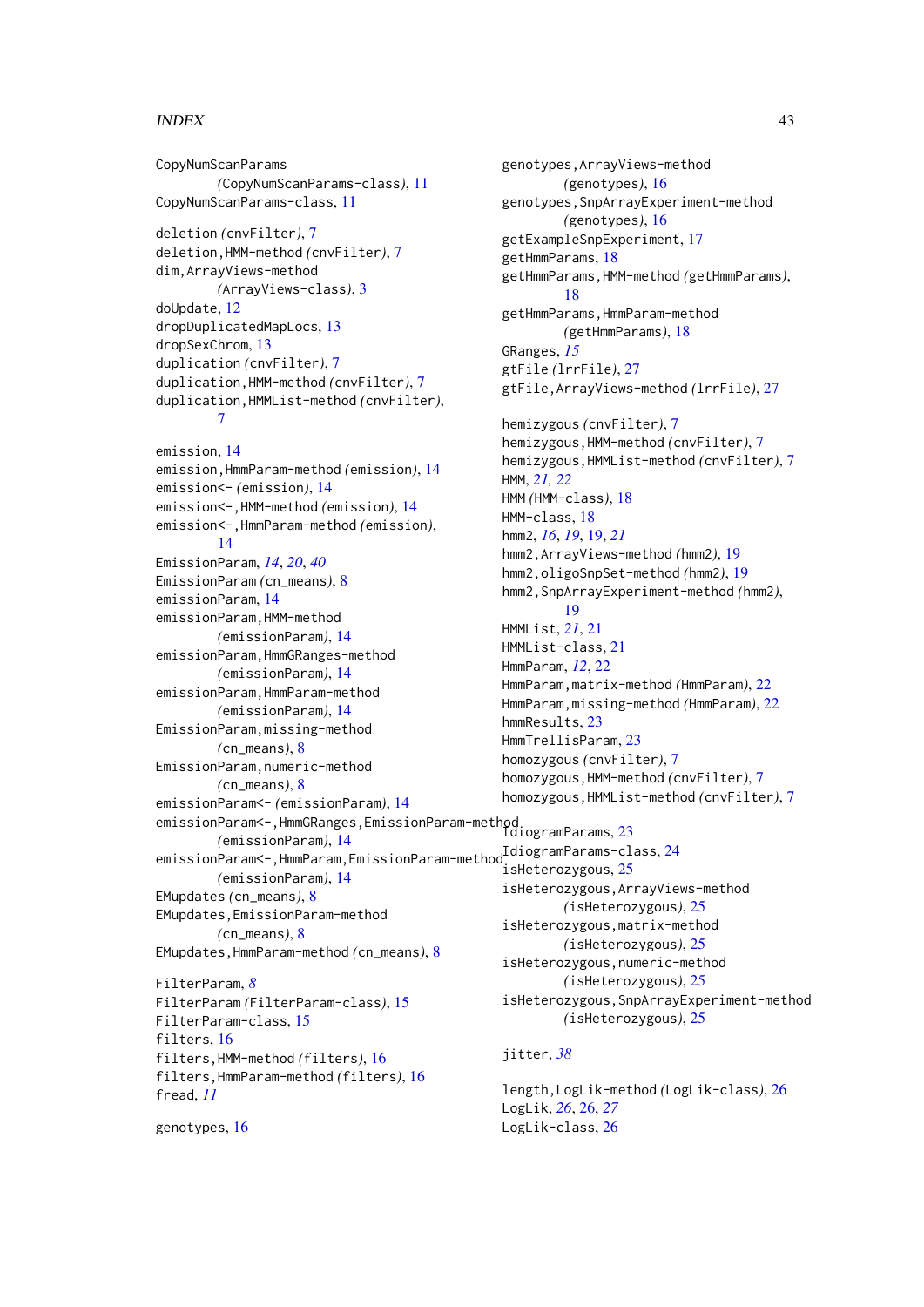CopyNumScanParams
  (CopyNumScanParams-class), 11
CopyNumScanParams-class, 11

deletion (cnvFilter), 7
deletion,HMM-method (cnvFilter), 7
dim,ArrayViews-method
  (ArrayViews-class), 3
doUpdate, 12
dropDuplicatedMapLocs, 13
dropSexChrom, 13
duplication (cnvFilter), 7
duplication,HMM-method (cnvFilter), 7
duplication,HMMList-method (cnvFilter),
  7

emission, 14
emission,HmmParam-method (emission), 14
emission<- (emission), 14
emission<-,HMM-method (emission), 14
emission<-,HmmParam-method (emission),
  14
EmissionParam, *14*, *20*, *40*
EmissionParam (cn_means), 8
emissionParam, 14
emissionParam,HMM-method
  (emissionParam), 14
emissionParam,HmmGRanges-method
  (emissionParam), 14
emissionParam,HmmParam-method
  (emissionParam), 14
EmissionParam,missing-method
  (cn_means), 8
EmissionParam,numeric-method
  (cn_means), 8
emissionParam<- (emissionParam), 14
emissionParam<-,HmmGRanges,EmissionParam-method
  (emissionParam), 14
emissionParam<-,HmmParam,EmissionParam-method
  (emissionParam), 14
EMupdates (cn_means), 8
EMupdates,EmissionParam-method
  (cn_means), 8
EMupdates,HmmParam-method (cn_means), 8

FilterParam, *8*
FilterParam (FilterParam-class), 15
FilterParam-class, 15
filters, 16
filters,HMM-method (filters), 16
filters,HmmParam-method (filters), 16
fread, *11*

genotypes, 16
genotypes,ArrayViews-method
  (genotypes), 16
genotypes,SnpArrayExperiment-method
  (genotypes), 16
getExampleSnpExperiment, 17
getHmmParams, 18
getHmmParams,HMM-method (getHmmParams),
  18
getHmmParams,HmmParam-method
  (getHmmParams), 18
GRanges, *15*
gtFile (lrrFile), 27
gtFile,ArrayViews-method (lrrFile), 27

hemizygous (cnvFilter), 7
hemizygous,HMM-method (cnvFilter), 7
hemizygous,HMMList-method (cnvFilter), 7
HMM, *21*, *22*
HMM (HMM-class), 18
HMM-class, 18
hmm2, *16*, *19*, 19, *21*
hmm2,ArrayViews-method (hmm2), 19
hmm2,oligoSnpSet-method (hmm2), 19
hmm2,SnpArrayExperiment-method (hmm2),
  19
HMMList, *21*, 21
HMMList-class, 21
HmmParam, *12*, 22
HmmParam,matrix-method (HmmParam), 22
HmmParam,missing-method (HmmParam), 22
hmmResults, 23
HmmTrellisParam, 23
homozygous (cnvFilter), 7
homozygous,HMM-method (cnvFilter), 7
homozygous,HMMList-method (cnvFilter), 7

IdiogramParams, 23
IdiogramParams-class, 24
isHeterozygous, 25
isHeterozygous,ArrayViews-method
  (isHeterozygous), 25
isHeterozygous,matrix-method
  (isHeterozygous), 25
isHeterozygous,numeric-method
  (isHeterozygous), 25
isHeterozygous,SnpArrayExperiment-method
  (isHeterozygous), 25

jitter, *38*

length,LogLik-method (LogLik-class), 26
LogLik, *26*, 26, *27*
LogLik-class, 26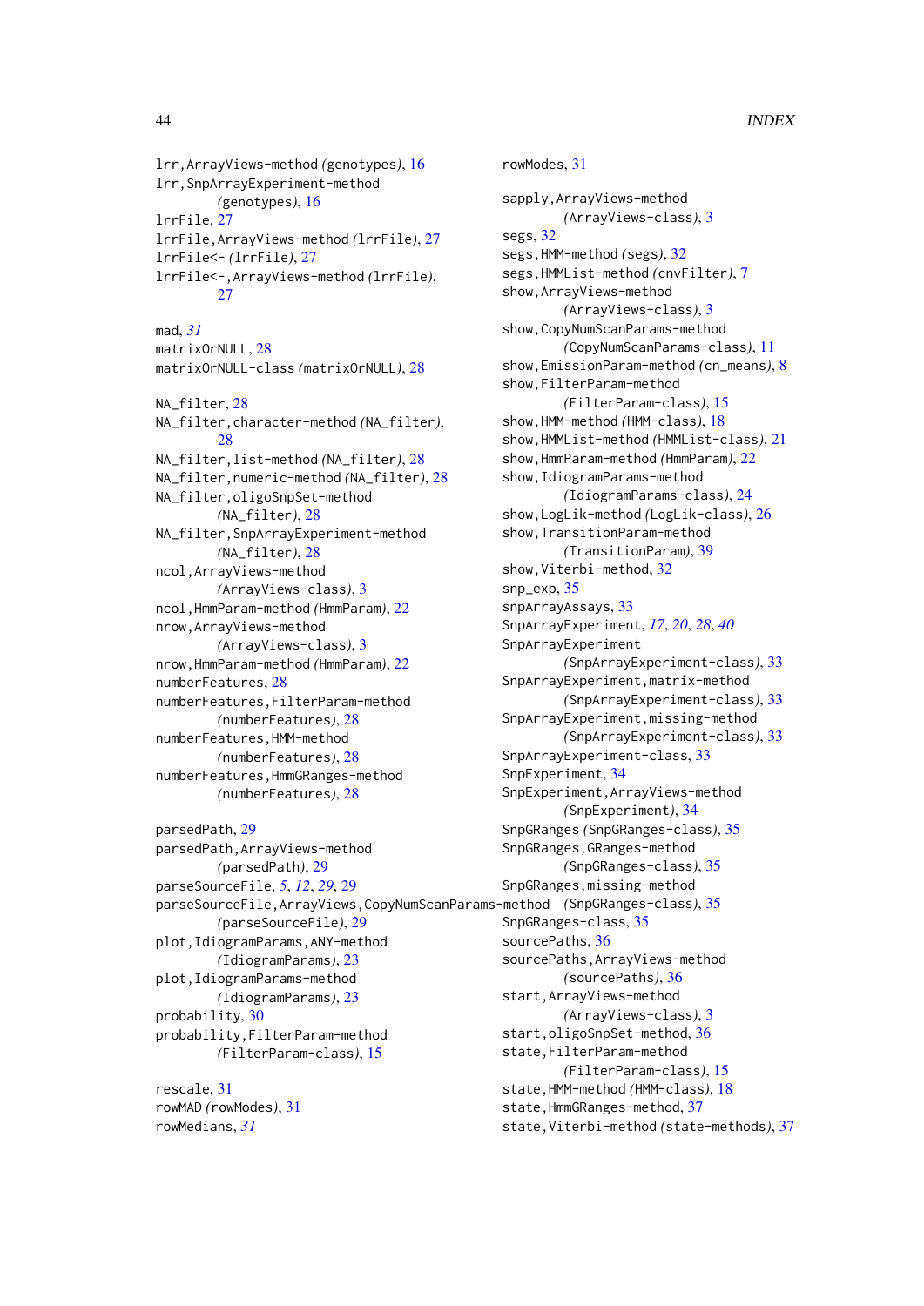lrr,ArrayViews-method *(genotypes)*, 16
lrr,SnpArrayExperiment-method *(genotypes)*, 16
lrrFile, 27
lrrFile,ArrayViews-method *(lrrFile)*, 27
lrrFile<- *(lrrFile)*, 27
lrrFile<-,ArrayViews-method *(lrrFile)*, 27

mad, *31*
matrixOrNULL, 28
matrixOrNULL-class *(matrixOrNULL)*, 28

NA_filter, 28
NA_filter,character-method *(NA_filter)*, 28
NA_filter,list-method *(NA_filter)*, 28
NA_filter,numeric-method *(NA_filter)*, 28
NA_filter,oligoSnpSet-method *(NA_filter)*, 28
NA_filter,SnpArrayExperiment-method *(NA_filter)*, 28
ncol,ArrayViews-method *(ArrayViews-class)*, 3
ncol,HmmParam-method *(HmmParam)*, 22
nrow,ArrayViews-method *(ArrayViews-class)*, 3
nrow,HmmParam-method *(HmmParam)*, 22
numberFeatures, 28
numberFeatures,FilterParam-method *(numberFeatures)*, 28
numberFeatures,HMM-method *(numberFeatures)*, 28
numberFeatures,HmmGRanges-method *(numberFeatures)*, 28

parsedPath, 29
parsedPath,ArrayViews-method *(parsedPath)*, 29
parseSourceFile, *5*, *12*, *29*, 29
parseSourceFile,ArrayViews,CopyNumScanParams-method *(parseSourceFile)*, 29
plot,IdiogramParams,ANY-method *(IdiogramParams)*, 23
plot,IdiogramParams-method *(IdiogramParams)*, 23
probability, 30
probability,FilterParam-method *(FilterParam-class)*, 15

rescale, 31
rowMAD *(rowModes)*, 31
rowMedians, *31*
rowModes, 31

sapply,ArrayViews-method *(ArrayViews-class)*, 3
segs, 32
segs,HMM-method *(segs)*, 32
segs,HMMList-method *(cnvFilter)*, 7
show,ArrayViews-method *(ArrayViews-class)*, 3
show,CopyNumScanParams-method *(CopyNumScanParams-class)*, 11
show,EmissionParam-method *(cn_means)*, 8
show,FilterParam-method *(FilterParam-class)*, 15
show,HMM-method *(HMM-class)*, 18
show,HMMList-method *(HMMList-class)*, 21
show,HmmParam-method *(HmmParam)*, 22
show,IdiogramParams-method *(IdiogramParams-class)*, 24
show,LogLik-method *(LogLik-class)*, 26
show,TransitionParam-method *(TransitionParam)*, 39
show,Viterbi-method, 32
snp_exp, 35
snpArrayAssays, 33
SnpArrayExperiment, *17*, *20*, *28*, *40*
SnpArrayExperiment *(SnpArrayExperiment-class)*, 33
SnpArrayExperiment,matrix-method *(SnpArrayExperiment-class)*, 33
SnpArrayExperiment,missing-method *(SnpArrayExperiment-class)*, 33
SnpArrayExperiment-class, 33
SnpExperiment, 34
SnpExperiment,ArrayViews-method *(SnpExperiment)*, 34
SnpGRanges *(SnpGRanges-class)*, 35
SnpGRanges,GRanges-method *(SnpGRanges-class)*, 35
SnpGRanges,missing-method *(SnpGRanges-class)*, 35
SnpGRanges-class, 35
sourcePaths, 36
sourcePaths,ArrayViews-method *(sourcePaths)*, 36
start,ArrayViews-method *(ArrayViews-class)*, 3
start,oligoSnpSet-method, 36
state,FilterParam-method *(FilterParam-class)*, 15
state,HMM-method *(HMM-class)*, 18
state,HmmGRanges-method, 37
state,Viterbi-method *(state-methods)*, 37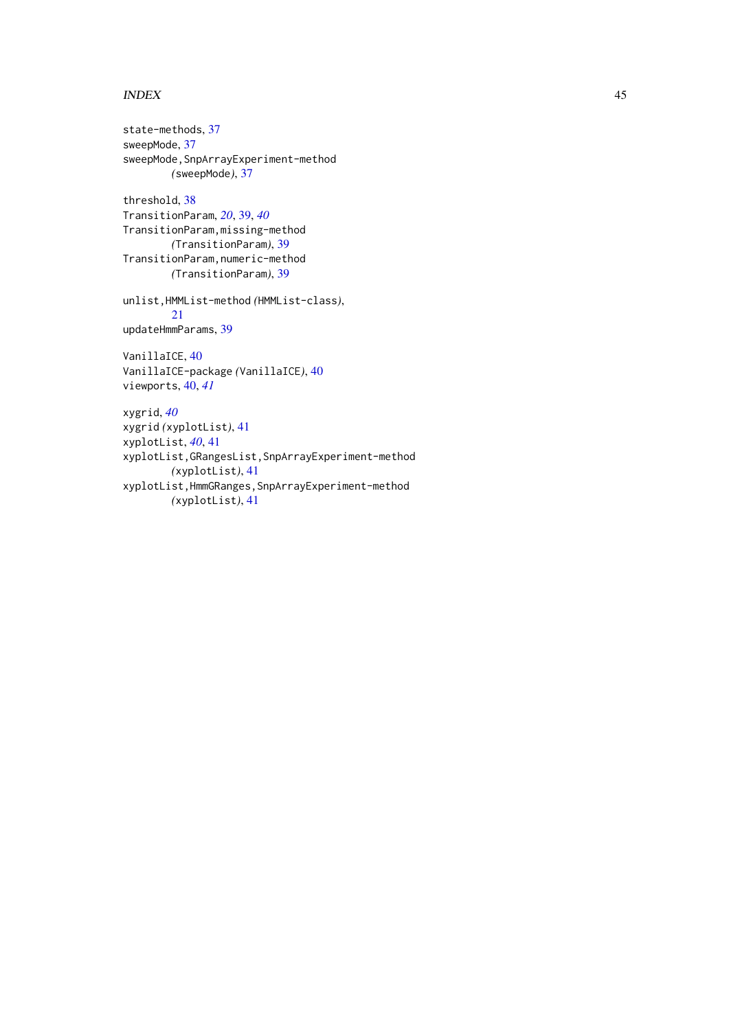state-methods, 37
sweepMode, 37
sweepMode,SnpArrayExperiment-method
        (sweepMode), 37

threshold, 38
TransitionParam, *20*, 39, *40*
TransitionParam,missing-method
        (TransitionParam), 39
TransitionParam,numeric-method
        (TransitionParam), 39

unlist,HMMList-method (HMMList-class),
        21
updateHmmParams, 39

VanillaICE, 40
VanillaICE-package (VanillaICE), 40
viewports, 40, *41*

xygrid, *40*
xygrid (xyplotList), 41
xyplotList, *40*, 41
xyplotList,GRangesList,SnpArrayExperiment-method
        (xyplotList), 41
xyplotList,HmmGRanges,SnpArrayExperiment-method
        (xyplotList), 41